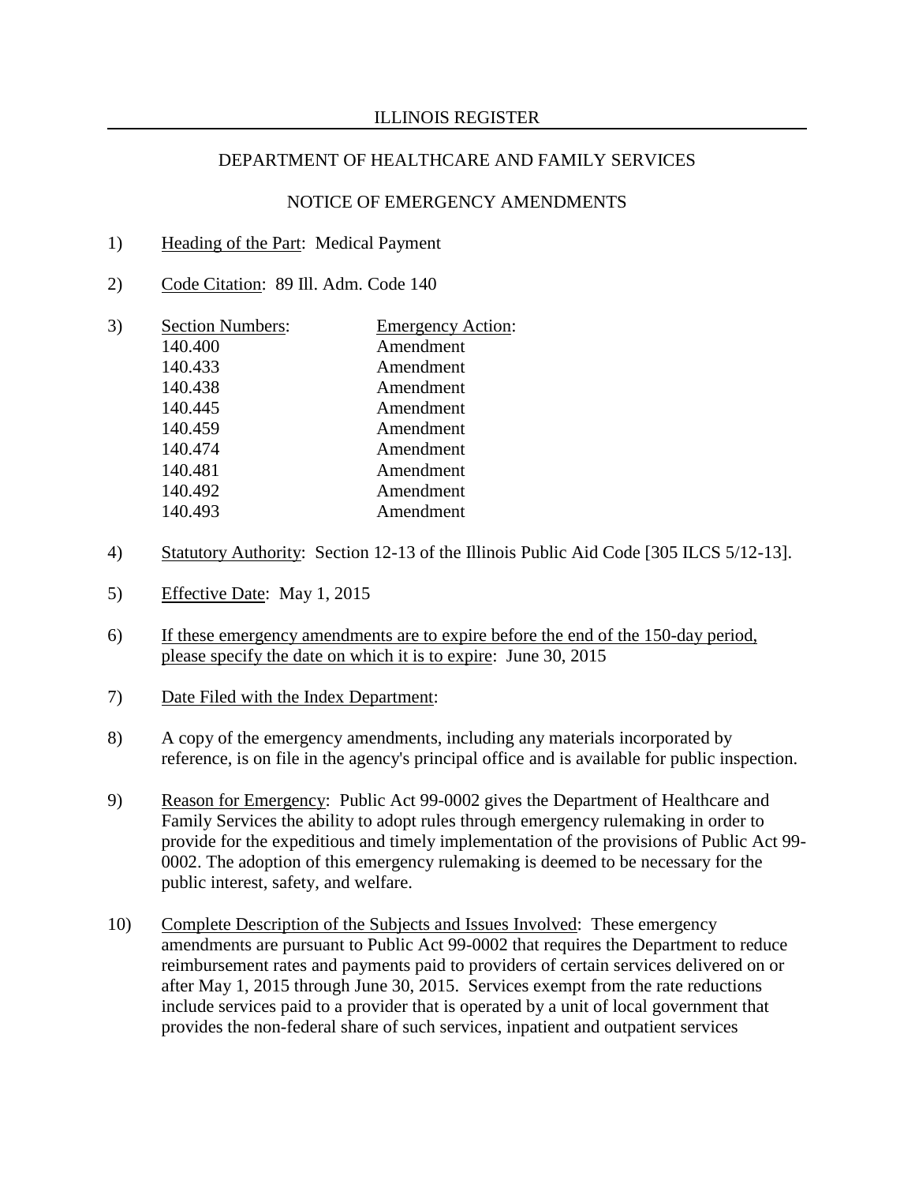ILLINOIS REGISTER

DEPARTMENT OF HEALTHCARE AND FAMILY SERVICES

NOTICE OF EMERGENCY AMENDMENTS

1) Heading of the Part: Medical Payment

2) Code Citation: 89 Ill. Adm. Code 140

3)

| Section Numbers: | Emergency Action: |
|---|---|
| 140.400 | Amendment |
| 140.433 | Amendment |
| 140.438 | Amendment |
| 140.445 | Amendment |
| 140.459 | Amendment |
| 140.474 | Amendment |
| 140.481 | Amendment |
| 140.492 | Amendment |
| 140.493 | Amendment |

4) Statutory Authority: Section 12-13 of the Illinois Public Aid Code [305 ILCS 5/12-13].

5) Effective Date: May 1, 2015

6) If these emergency amendments are to expire before the end of the 150-day period, please specify the date on which it is to expire: June 30, 2015

7) Date Filed with the Index Department:

8) A copy of the emergency amendments, including any materials incorporated by reference, is on file in the agency's principal office and is available for public inspection.

9) Reason for Emergency: Public Act 99-0002 gives the Department of Healthcare and Family Services the ability to adopt rules through emergency rulemaking in order to provide for the expeditious and timely implementation of the provisions of Public Act 99-0002. The adoption of this emergency rulemaking is deemed to be necessary for the public interest, safety, and welfare.

10) Complete Description of the Subjects and Issues Involved: These emergency amendments are pursuant to Public Act 99-0002 that requires the Department to reduce reimbursement rates and payments paid to providers of certain services delivered on or after May 1, 2015 through June 30, 2015. Services exempt from the rate reductions include services paid to a provider that is operated by a unit of local government that provides the non-federal share of such services, inpatient and outpatient services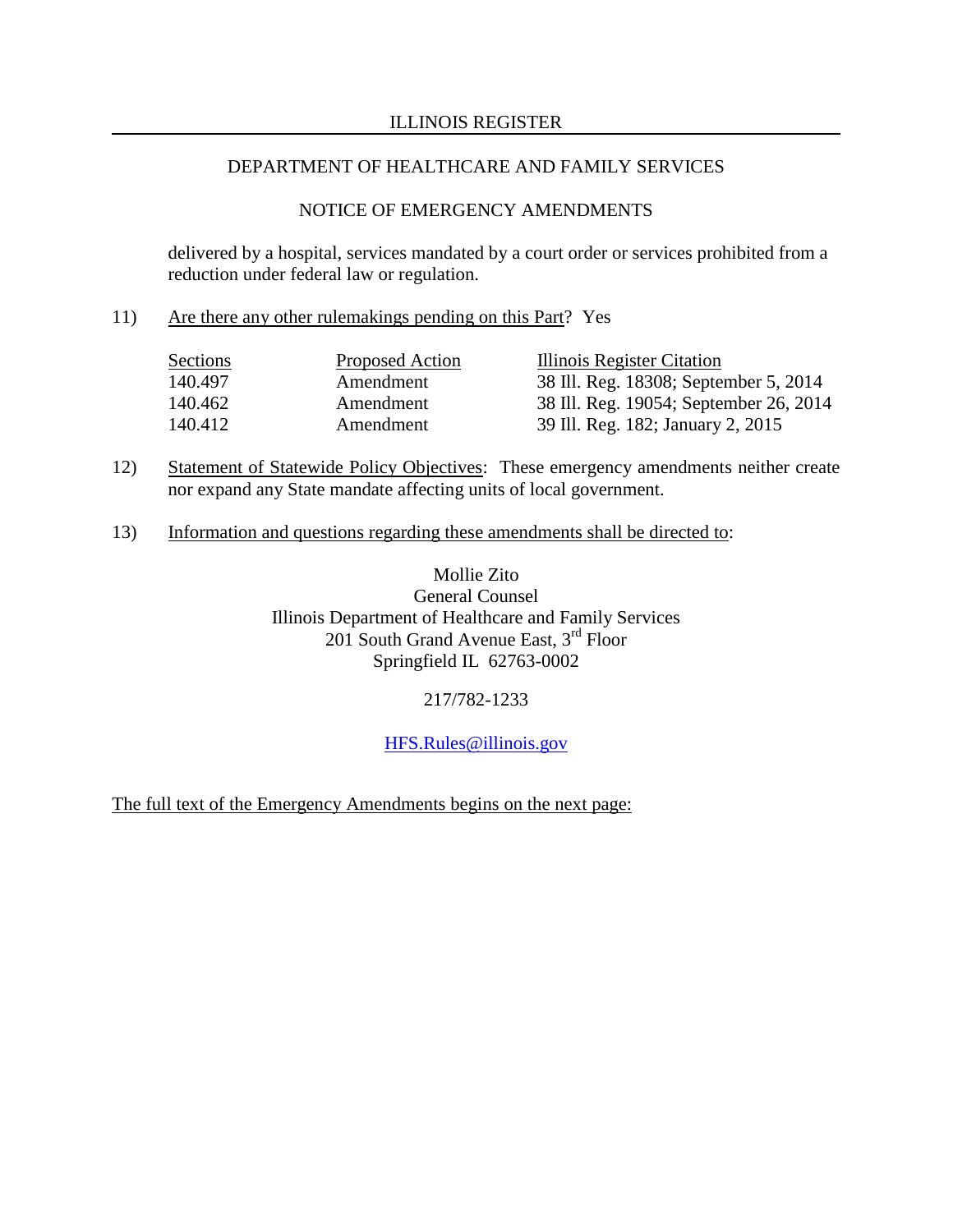delivered by a hospital, services mandated by a court order or services prohibited from a reduction under federal law or regulation.

11) Are there any other rulemakings pending on this Part? Yes

| Sections | Proposed Action | Illinois Register Citation |
| --- | --- | --- |
| 140.497 | Amendment | 38 Ill. Reg. 18308; September 5, 2014 |
| 140.462 | Amendment | 38 Ill. Reg. 19054; September 26, 2014 |
| 140.412 | Amendment | 39 Ill. Reg. 182; January 2, 2015 |

12) Statement of Statewide Policy Objectives: These emergency amendments neither create nor expand any State mandate affecting units of local government.

13) Information and questions regarding these amendments shall be directed to:

Mollie Zito
General Counsel
Illinois Department of Healthcare and Family Services
201 South Grand Avenue East, 3rd Floor
Springfield IL 62763-0002

217/782-1233

HFS.Rules@illinois.gov

The full text of the Emergency Amendments begins on the next page: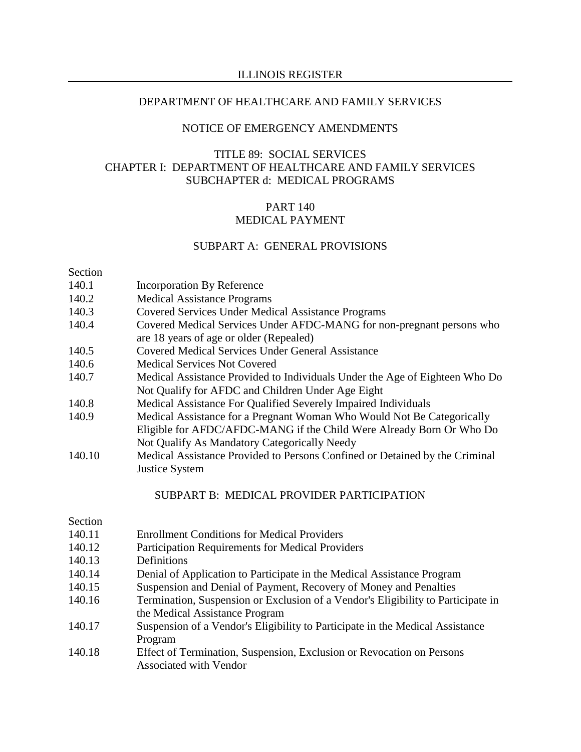ILLINOIS REGISTER

DEPARTMENT OF HEALTHCARE AND FAMILY SERVICES

NOTICE OF EMERGENCY AMENDMENTS

TITLE 89: SOCIAL SERVICES
CHAPTER I: DEPARTMENT OF HEALTHCARE AND FAMILY SERVICES
SUBCHAPTER d: MEDICAL PROGRAMS

PART 140
MEDICAL PAYMENT

SUBPART A: GENERAL PROVISIONS

| Section | |
|---|---|
| 140.1 | Incorporation By Reference |
| 140.2 | Medical Assistance Programs |
| 140.3 | Covered Services Under Medical Assistance Programs |
| 140.4 | Covered Medical Services Under AFDC-MANG for non-pregnant persons who are 18 years of age or older (Repealed) |
| 140.5 | Covered Medical Services Under General Assistance |
| 140.6 | Medical Services Not Covered |
| 140.7 | Medical Assistance Provided to Individuals Under the Age of Eighteen Who Do Not Qualify for AFDC and Children Under Age Eight |
| 140.8 | Medical Assistance For Qualified Severely Impaired Individuals |
| 140.9 | Medical Assistance for a Pregnant Woman Who Would Not Be Categorically Eligible for AFDC/AFDC-MANG if the Child Were Already Born Or Who Do Not Qualify As Mandatory Categorically Needy |
| 140.10 | Medical Assistance Provided to Persons Confined or Detained by the Criminal Justice System |

SUBPART B: MEDICAL PROVIDER PARTICIPATION

| Section | |
|---|---|
| 140.11 | Enrollment Conditions for Medical Providers |
| 140.12 | Participation Requirements for Medical Providers |
| 140.13 | Definitions |
| 140.14 | Denial of Application to Participate in the Medical Assistance Program |
| 140.15 | Suspension and Denial of Payment, Recovery of Money and Penalties |
| 140.16 | Termination, Suspension or Exclusion of a Vendor's Eligibility to Participate in the Medical Assistance Program |
| 140.17 | Suspension of a Vendor's Eligibility to Participate in the Medical Assistance Program |
| 140.18 | Effect of Termination, Suspension, Exclusion or Revocation on Persons Associated with Vendor |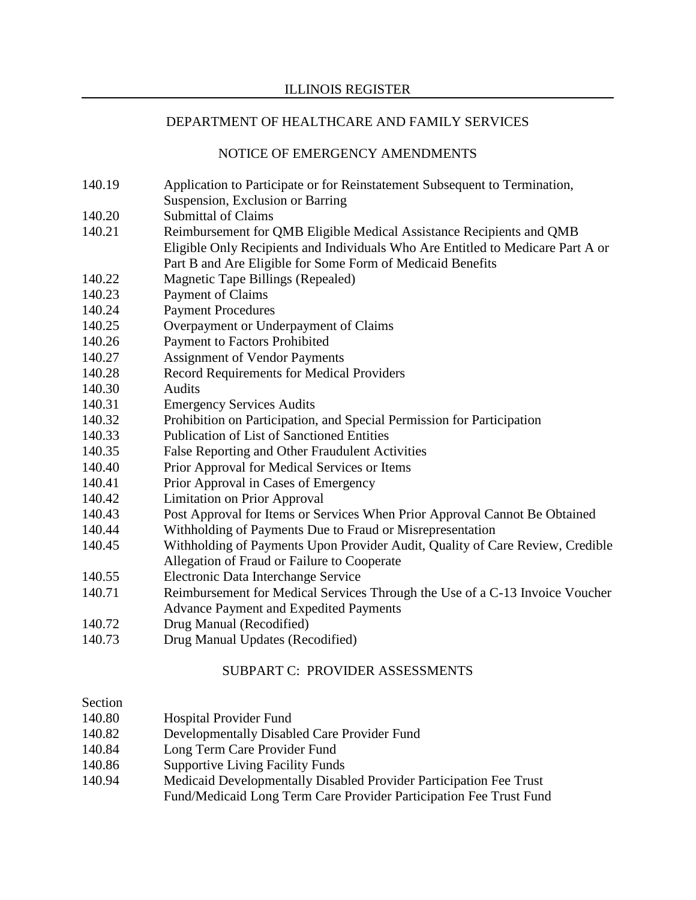ILLINOIS REGISTER

DEPARTMENT OF HEALTHCARE AND FAMILY SERVICES

NOTICE OF EMERGENCY AMENDMENTS

| | |
|---|---|
| 140.19 | Application to Participate or for Reinstatement Subsequent to Termination, Suspension, Exclusion or Barring |
| 140.20 | Submittal of Claims |
| 140.21 | Reimbursement for QMB Eligible Medical Assistance Recipients and QMB Eligible Only Recipients and Individuals Who Are Entitled to Medicare Part A or Part B and Are Eligible for Some Form of Medicaid Benefits |
| 140.22 | Magnetic Tape Billings (Repealed) |
| 140.23 | Payment of Claims |
| 140.24 | Payment Procedures |
| 140.25 | Overpayment or Underpayment of Claims |
| 140.26 | Payment to Factors Prohibited |
| 140.27 | Assignment of Vendor Payments |
| 140.28 | Record Requirements for Medical Providers |
| 140.30 | Audits |
| 140.31 | Emergency Services Audits |
| 140.32 | Prohibition on Participation, and Special Permission for Participation |
| 140.33 | Publication of List of Sanctioned Entities |
| 140.35 | False Reporting and Other Fraudulent Activities |
| 140.40 | Prior Approval for Medical Services or Items |
| 140.41 | Prior Approval in Cases of Emergency |
| 140.42 | Limitation on Prior Approval |
| 140.43 | Post Approval for Items or Services When Prior Approval Cannot Be Obtained |
| 140.44 | Withholding of Payments Due to Fraud or Misrepresentation |
| 140.45 | Withholding of Payments Upon Provider Audit, Quality of Care Review, Credible Allegation of Fraud or Failure to Cooperate |
| 140.55 | Electronic Data Interchange Service |
| 140.71 | Reimbursement for Medical Services Through the Use of a C-13 Invoice Voucher Advance Payment and Expedited Payments |
| 140.72 | Drug Manual (Recodified) |
| 140.73 | Drug Manual Updates (Recodified) |

SUBPART C: PROVIDER ASSESSMENTS

| Section | |
|---|---|
| 140.80 | Hospital Provider Fund |
| 140.82 | Developmentally Disabled Care Provider Fund |
| 140.84 | Long Term Care Provider Fund |
| 140.86 | Supportive Living Facility Funds |
| 140.94 | Medicaid Developmentally Disabled Provider Participation Fee Trust Fund/Medicaid Long Term Care Provider Participation Fee Trust Fund |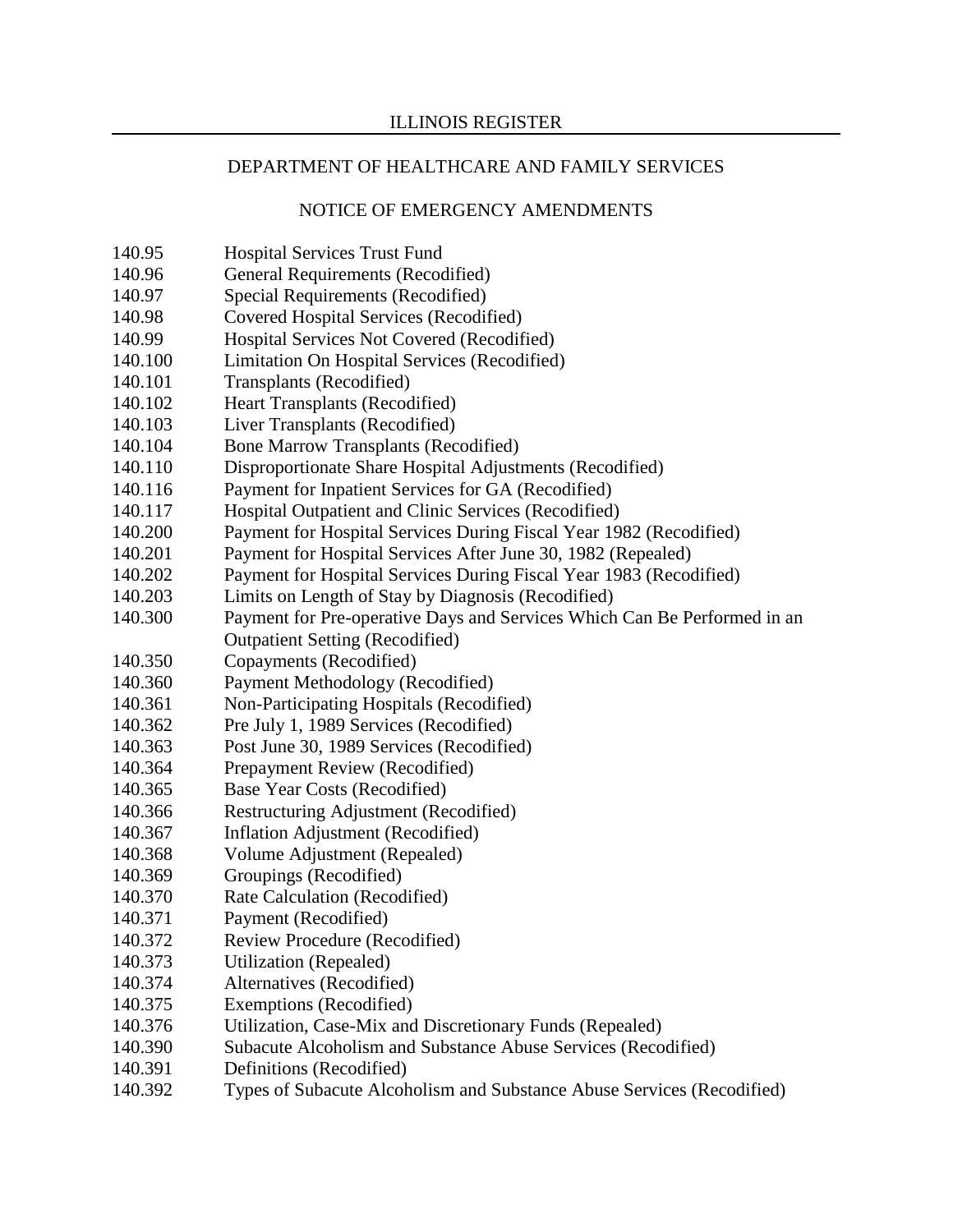140.95 Hospital Services Trust Fund
140.96 General Requirements (Recodified)
140.97 Special Requirements (Recodified)
140.98 Covered Hospital Services (Recodified)
140.99 Hospital Services Not Covered (Recodified)
140.100 Limitation On Hospital Services (Recodified)
140.101 Transplants (Recodified)
140.102 Heart Transplants (Recodified)
140.103 Liver Transplants (Recodified)
140.104 Bone Marrow Transplants (Recodified)
140.110 Disproportionate Share Hospital Adjustments (Recodified)
140.116 Payment for Inpatient Services for GA (Recodified)
140.117 Hospital Outpatient and Clinic Services (Recodified)
140.200 Payment for Hospital Services During Fiscal Year 1982 (Recodified)
140.201 Payment for Hospital Services After June 30, 1982 (Repealed)
140.202 Payment for Hospital Services During Fiscal Year 1983 (Recodified)
140.203 Limits on Length of Stay by Diagnosis (Recodified)
140.300 Payment for Pre-operative Days and Services Which Can Be Performed in an Outpatient Setting (Recodified)
140.350 Copayments (Recodified)
140.360 Payment Methodology (Recodified)
140.361 Non-Participating Hospitals (Recodified)
140.362 Pre July 1, 1989 Services (Recodified)
140.363 Post June 30, 1989 Services (Recodified)
140.364 Prepayment Review (Recodified)
140.365 Base Year Costs (Recodified)
140.366 Restructuring Adjustment (Recodified)
140.367 Inflation Adjustment (Recodified)
140.368 Volume Adjustment (Repealed)
140.369 Groupings (Recodified)
140.370 Rate Calculation (Recodified)
140.371 Payment (Recodified)
140.372 Review Procedure (Recodified)
140.373 Utilization (Repealed)
140.374 Alternatives (Recodified)
140.375 Exemptions (Recodified)
140.376 Utilization, Case-Mix and Discretionary Funds (Repealed)
140.390 Subacute Alcoholism and Substance Abuse Services (Recodified)
140.391 Definitions (Recodified)
140.392 Types of Subacute Alcoholism and Substance Abuse Services (Recodified)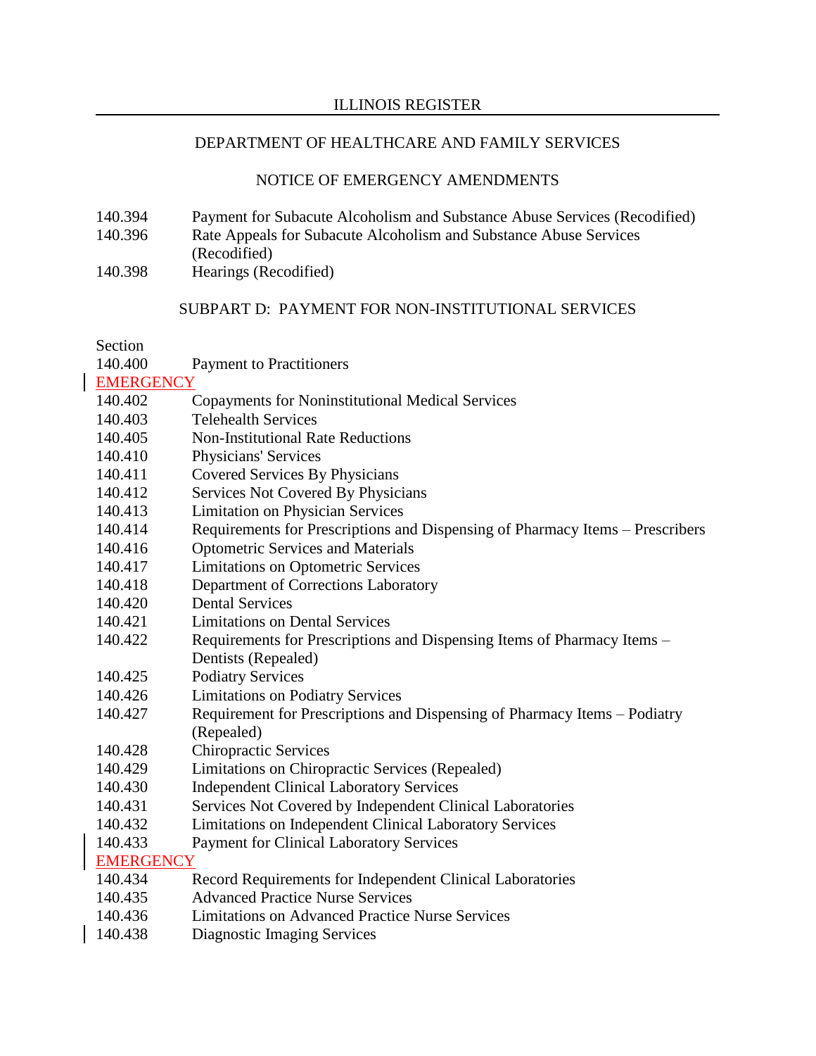ILLINOIS REGISTER

DEPARTMENT OF HEALTHCARE AND FAMILY SERVICES

NOTICE OF EMERGENCY AMENDMENTS

| | |
|---|---|
| 140.394 | Payment for Subacute Alcoholism and Substance Abuse Services (Recodified) |
| 140.396 | Rate Appeals for Subacute Alcoholism and Substance Abuse Services (Recodified) |
| 140.398 | Hearings (Recodified) |

SUBPART D: PAYMENT FOR NON-INSTITUTIONAL SERVICES

| Section | |
|---|---|
| 140.400 | Payment to Practitioners |
| EMERGENCY | |
| 140.402 | Copayments for Noninstitutional Medical Services |
| 140.403 | Telehealth Services |
| 140.405 | Non-Institutional Rate Reductions |
| 140.410 | Physicians' Services |
| 140.411 | Covered Services By Physicians |
| 140.412 | Services Not Covered By Physicians |
| 140.413 | Limitation on Physician Services |
| 140.414 | Requirements for Prescriptions and Dispensing of Pharmacy Items – Prescribers |
| 140.416 | Optometric Services and Materials |
| 140.417 | Limitations on Optometric Services |
| 140.418 | Department of Corrections Laboratory |
| 140.420 | Dental Services |
| 140.421 | Limitations on Dental Services |
| 140.422 | Requirements for Prescriptions and Dispensing Items of Pharmacy Items – Dentists (Repealed) |
| 140.425 | Podiatry Services |
| 140.426 | Limitations on Podiatry Services |
| 140.427 | Requirement for Prescriptions and Dispensing of Pharmacy Items – Podiatry (Repealed) |
| 140.428 | Chiropractic Services |
| 140.429 | Limitations on Chiropractic Services (Repealed) |
| 140.430 | Independent Clinical Laboratory Services |
| 140.431 | Services Not Covered by Independent Clinical Laboratories |
| 140.432 | Limitations on Independent Clinical Laboratory Services |
| 140.433 | Payment for Clinical Laboratory Services |
| EMERGENCY | |
| 140.434 | Record Requirements for Independent Clinical Laboratories |
| 140.435 | Advanced Practice Nurse Services |
| 140.436 | Limitations on Advanced Practice Nurse Services |
| 140.438 | Diagnostic Imaging Services |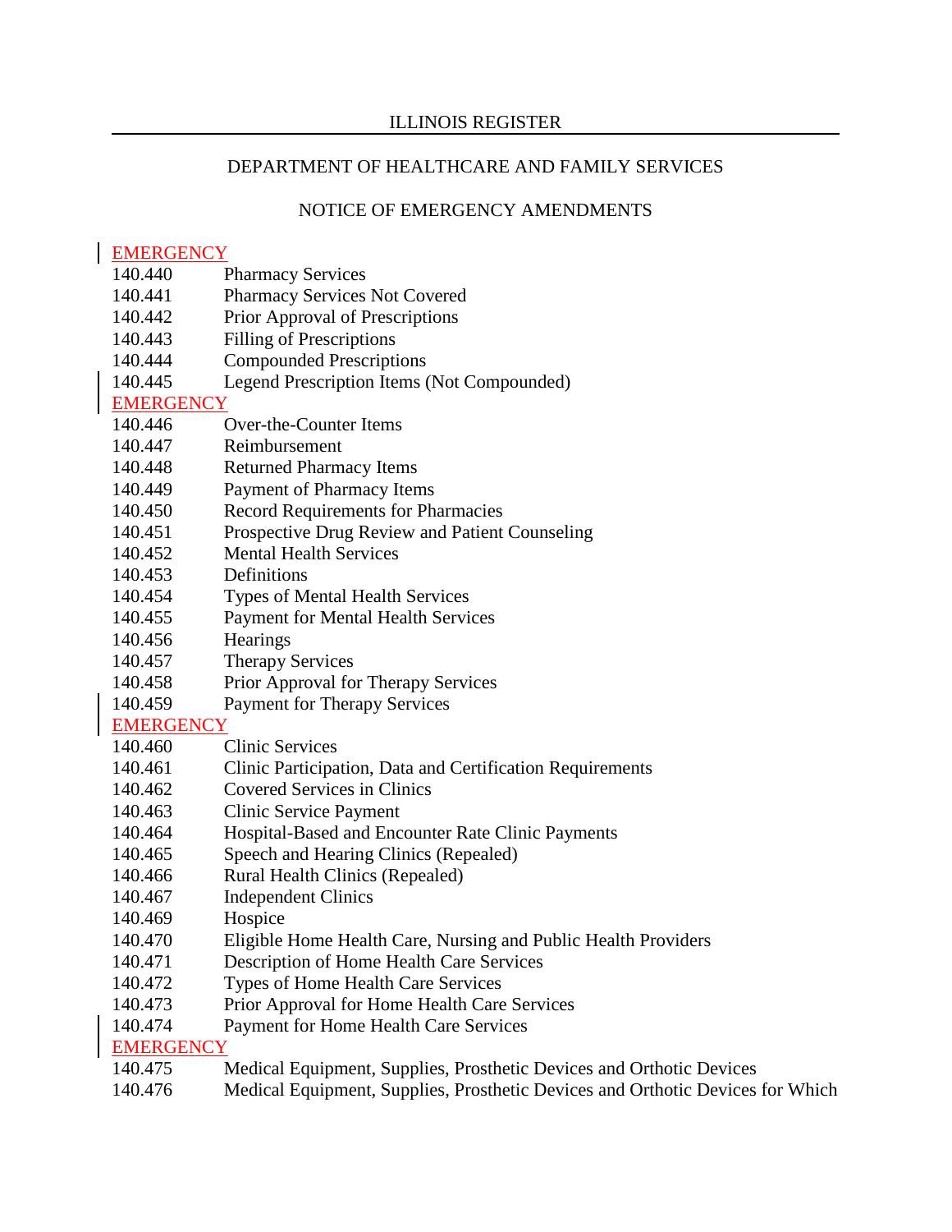ILLINOIS REGISTER

DEPARTMENT OF HEALTHCARE AND FAMILY SERVICES

NOTICE OF EMERGENCY AMENDMENTS

EMERGENCY

140.440 Pharmacy Services
140.441 Pharmacy Services Not Covered
140.442 Prior Approval of Prescriptions
140.443 Filling of Prescriptions
140.444 Compounded Prescriptions
140.445 Legend Prescription Items (Not Compounded)

EMERGENCY

140.446 Over-the-Counter Items
140.447 Reimbursement
140.448 Returned Pharmacy Items
140.449 Payment of Pharmacy Items
140.450 Record Requirements for Pharmacies
140.451 Prospective Drug Review and Patient Counseling
140.452 Mental Health Services
140.453 Definitions
140.454 Types of Mental Health Services
140.455 Payment for Mental Health Services
140.456 Hearings
140.457 Therapy Services
140.458 Prior Approval for Therapy Services
140.459 Payment for Therapy Services

EMERGENCY

140.460 Clinic Services
140.461 Clinic Participation, Data and Certification Requirements
140.462 Covered Services in Clinics
140.463 Clinic Service Payment
140.464 Hospital-Based and Encounter Rate Clinic Payments
140.465 Speech and Hearing Clinics (Repealed)
140.466 Rural Health Clinics (Repealed)
140.467 Independent Clinics
140.469 Hospice
140.470 Eligible Home Health Care, Nursing and Public Health Providers
140.471 Description of Home Health Care Services
140.472 Types of Home Health Care Services
140.473 Prior Approval for Home Health Care Services
140.474 Payment for Home Health Care Services

EMERGENCY

140.475 Medical Equipment, Supplies, Prosthetic Devices and Orthotic Devices
140.476 Medical Equipment, Supplies, Prosthetic Devices and Orthotic Devices for Which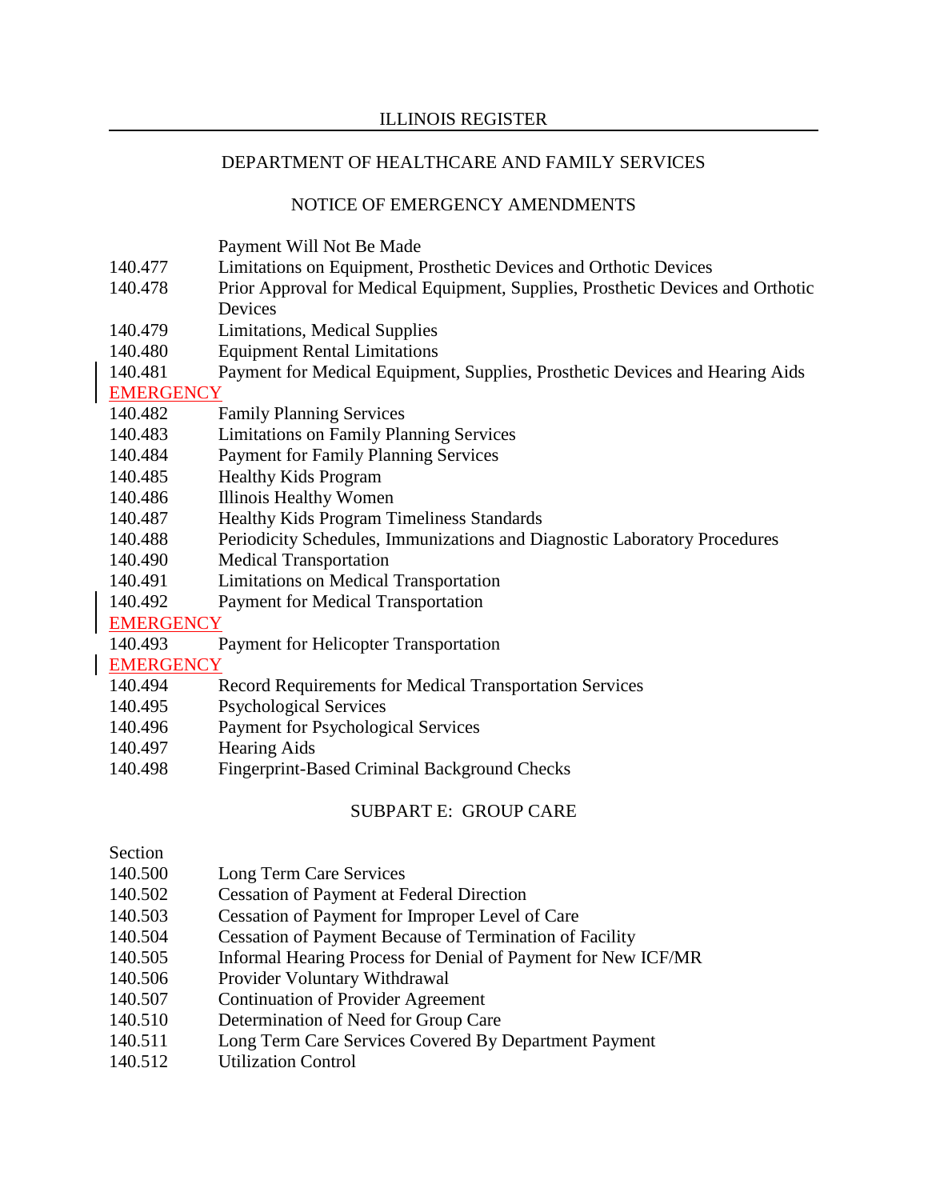DEPARTMENT OF HEALTHCARE AND FAMILY SERVICES

NOTICE OF EMERGENCY AMENDMENTS

Payment Will Not Be Made

140.477 Limitations on Equipment, Prosthetic Devices and Orthotic Devices
140.478 Prior Approval for Medical Equipment, Supplies, Prosthetic Devices and Orthotic Devices
140.479 Limitations, Medical Supplies
140.480 Equipment Rental Limitations
140.481 Payment for Medical Equipment, Supplies, Prosthetic Devices and Hearing Aids
EMERGENCY
140.482 Family Planning Services
140.483 Limitations on Family Planning Services
140.484 Payment for Family Planning Services
140.485 Healthy Kids Program
140.486 Illinois Healthy Women
140.487 Healthy Kids Program Timeliness Standards
140.488 Periodicity Schedules, Immunizations and Diagnostic Laboratory Procedures
140.490 Medical Transportation
140.491 Limitations on Medical Transportation
140.492 Payment for Medical Transportation
EMERGENCY
140.493 Payment for Helicopter Transportation
EMERGENCY
140.494 Record Requirements for Medical Transportation Services
140.495 Psychological Services
140.496 Payment for Psychological Services
140.497 Hearing Aids
140.498 Fingerprint-Based Criminal Background Checks

SUBPART E: GROUP CARE

Section
140.500 Long Term Care Services
140.502 Cessation of Payment at Federal Direction
140.503 Cessation of Payment for Improper Level of Care
140.504 Cessation of Payment Because of Termination of Facility
140.505 Informal Hearing Process for Denial of Payment for New ICF/MR
140.506 Provider Voluntary Withdrawal
140.507 Continuation of Provider Agreement
140.510 Determination of Need for Group Care
140.511 Long Term Care Services Covered By Department Payment
140.512 Utilization Control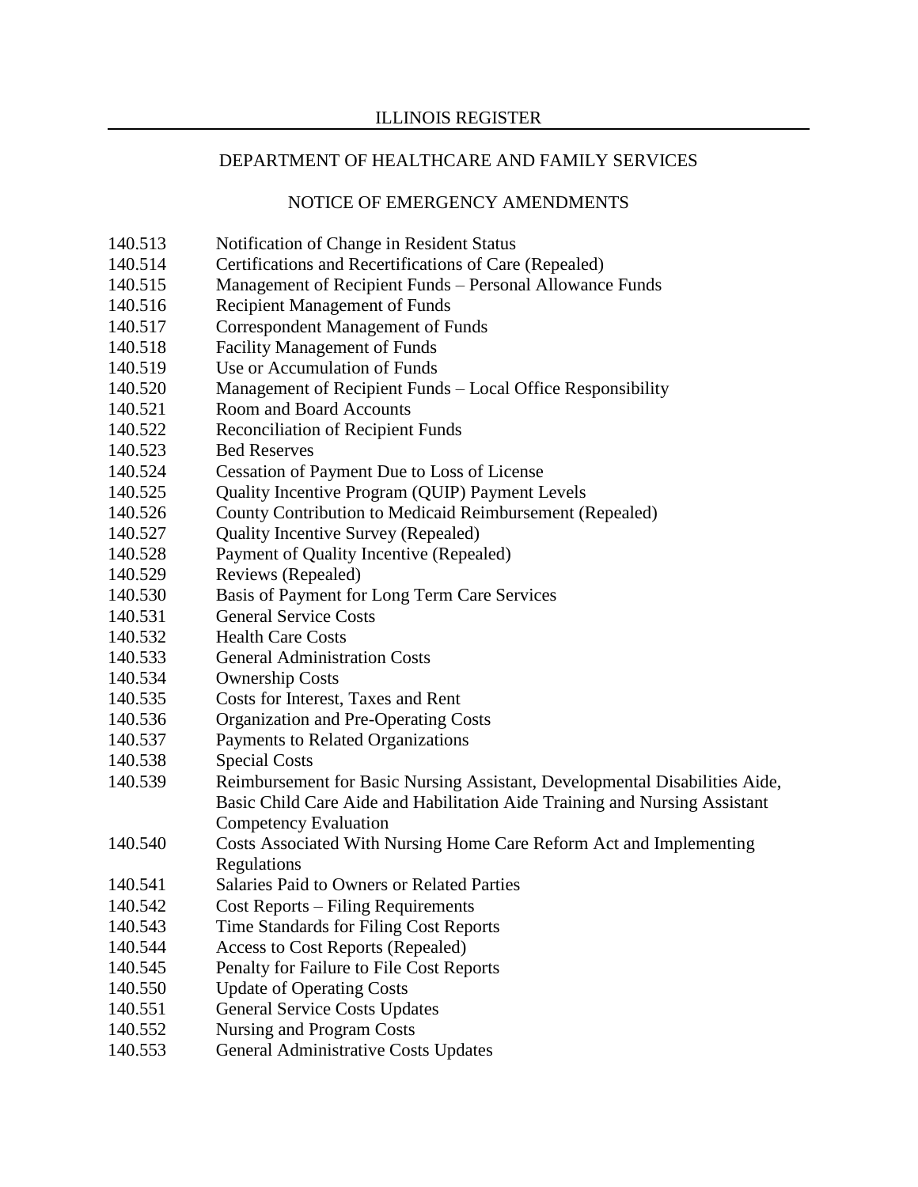140.513 Notification of Change in Resident Status
140.514 Certifications and Recertifications of Care (Repealed)
140.515 Management of Recipient Funds – Personal Allowance Funds
140.516 Recipient Management of Funds
140.517 Correspondent Management of Funds
140.518 Facility Management of Funds
140.519 Use or Accumulation of Funds
140.520 Management of Recipient Funds – Local Office Responsibility
140.521 Room and Board Accounts
140.522 Reconciliation of Recipient Funds
140.523 Bed Reserves
140.524 Cessation of Payment Due to Loss of License
140.525 Quality Incentive Program (QUIP) Payment Levels
140.526 County Contribution to Medicaid Reimbursement (Repealed)
140.527 Quality Incentive Survey (Repealed)
140.528 Payment of Quality Incentive (Repealed)
140.529 Reviews (Repealed)
140.530 Basis of Payment for Long Term Care Services
140.531 General Service Costs
140.532 Health Care Costs
140.533 General Administration Costs
140.534 Ownership Costs
140.535 Costs for Interest, Taxes and Rent
140.536 Organization and Pre-Operating Costs
140.537 Payments to Related Organizations
140.538 Special Costs
140.539 Reimbursement for Basic Nursing Assistant, Developmental Disabilities Aide, Basic Child Care Aide and Habilitation Aide Training and Nursing Assistant Competency Evaluation
140.540 Costs Associated With Nursing Home Care Reform Act and Implementing Regulations
140.541 Salaries Paid to Owners or Related Parties
140.542 Cost Reports – Filing Requirements
140.543 Time Standards for Filing Cost Reports
140.544 Access to Cost Reports (Repealed)
140.545 Penalty for Failure to File Cost Reports
140.550 Update of Operating Costs
140.551 General Service Costs Updates
140.552 Nursing and Program Costs
140.553 General Administrative Costs Updates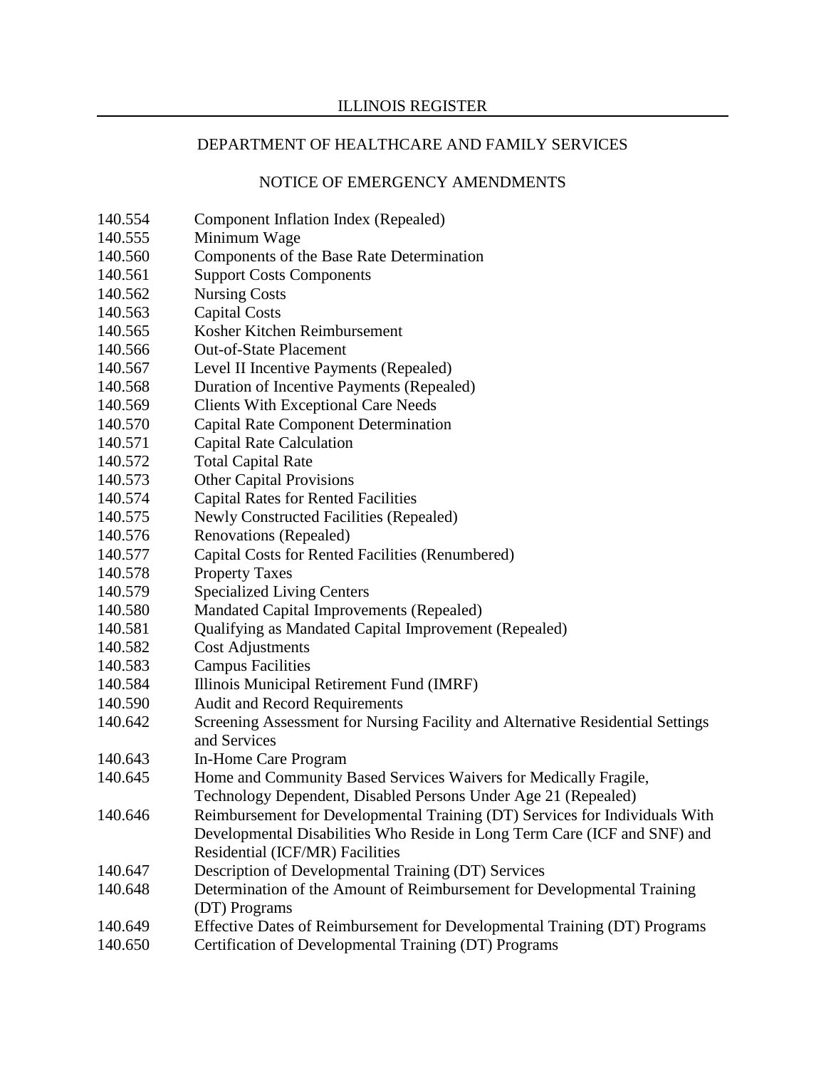ILLINOIS REGISTER

DEPARTMENT OF HEALTHCARE AND FAMILY SERVICES

NOTICE OF EMERGENCY AMENDMENTS

| | |
|---|---|
| 140.554 | Component Inflation Index (Repealed) |
| 140.555 | Minimum Wage |
| 140.560 | Components of the Base Rate Determination |
| 140.561 | Support Costs Components |
| 140.562 | Nursing Costs |
| 140.563 | Capital Costs |
| 140.565 | Kosher Kitchen Reimbursement |
| 140.566 | Out-of-State Placement |
| 140.567 | Level II Incentive Payments (Repealed) |
| 140.568 | Duration of Incentive Payments (Repealed) |
| 140.569 | Clients With Exceptional Care Needs |
| 140.570 | Capital Rate Component Determination |
| 140.571 | Capital Rate Calculation |
| 140.572 | Total Capital Rate |
| 140.573 | Other Capital Provisions |
| 140.574 | Capital Rates for Rented Facilities |
| 140.575 | Newly Constructed Facilities (Repealed) |
| 140.576 | Renovations (Repealed) |
| 140.577 | Capital Costs for Rented Facilities (Renumbered) |
| 140.578 | Property Taxes |
| 140.579 | Specialized Living Centers |
| 140.580 | Mandated Capital Improvements (Repealed) |
| 140.581 | Qualifying as Mandated Capital Improvement (Repealed) |
| 140.582 | Cost Adjustments |
| 140.583 | Campus Facilities |
| 140.584 | Illinois Municipal Retirement Fund (IMRF) |
| 140.590 | Audit and Record Requirements |
| 140.642 | Screening Assessment for Nursing Facility and Alternative Residential Settings and Services |
| 140.643 | In-Home Care Program |
| 140.645 | Home and Community Based Services Waivers for Medically Fragile, Technology Dependent, Disabled Persons Under Age 21 (Repealed) |
| 140.646 | Reimbursement for Developmental Training (DT) Services for Individuals With Developmental Disabilities Who Reside in Long Term Care (ICF and SNF) and Residential (ICF/MR) Facilities |
| 140.647 | Description of Developmental Training (DT) Services |
| 140.648 | Determination of the Amount of Reimbursement for Developmental Training (DT) Programs |
| 140.649 | Effective Dates of Reimbursement for Developmental Training (DT) Programs |
| 140.650 | Certification of Developmental Training (DT) Programs |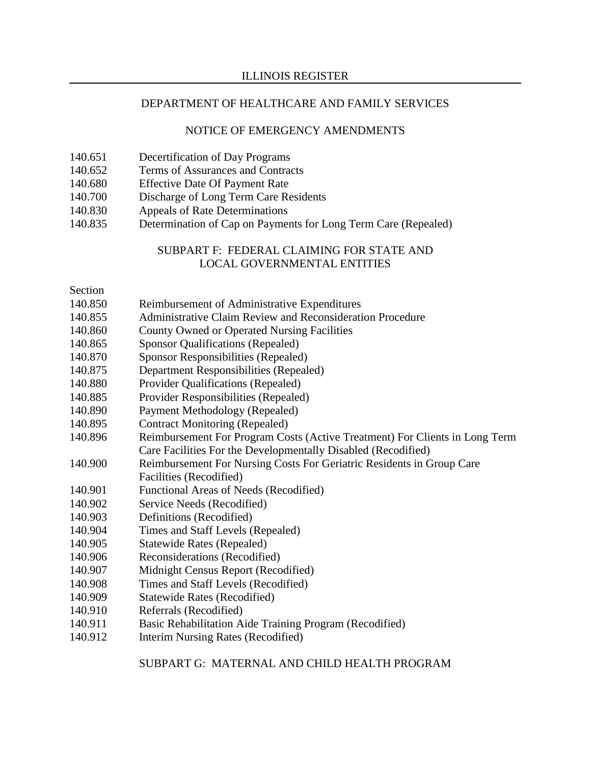DEPARTMENT OF HEALTHCARE AND FAMILY SERVICES

NOTICE OF EMERGENCY AMENDMENTS

140.651 Decertification of Day Programs
140.652 Terms of Assurances and Contracts
140.680 Effective Date Of Payment Rate
140.700 Discharge of Long Term Care Residents
140.830 Appeals of Rate Determinations
140.835 Determination of Cap on Payments for Long Term Care (Repealed)

SUBPART F: FEDERAL CLAIMING FOR STATE AND LOCAL GOVERNMENTAL ENTITIES

Section
140.850 Reimbursement of Administrative Expenditures
140.855 Administrative Claim Review and Reconsideration Procedure
140.860 County Owned or Operated Nursing Facilities
140.865 Sponsor Qualifications (Repealed)
140.870 Sponsor Responsibilities (Repealed)
140.875 Department Responsibilities (Repealed)
140.880 Provider Qualifications (Repealed)
140.885 Provider Responsibilities (Repealed)
140.890 Payment Methodology (Repealed)
140.895 Contract Monitoring (Repealed)
140.896 Reimbursement For Program Costs (Active Treatment) For Clients in Long Term Care Facilities For the Developmentally Disabled (Recodified)
140.900 Reimbursement For Nursing Costs For Geriatric Residents in Group Care Facilities (Recodified)
140.901 Functional Areas of Needs (Recodified)
140.902 Service Needs (Recodified)
140.903 Definitions (Recodified)
140.904 Times and Staff Levels (Repealed)
140.905 Statewide Rates (Repealed)
140.906 Reconsiderations (Recodified)
140.907 Midnight Census Report (Recodified)
140.908 Times and Staff Levels (Recodified)
140.909 Statewide Rates (Recodified)
140.910 Referrals (Recodified)
140.911 Basic Rehabilitation Aide Training Program (Recodified)
140.912 Interim Nursing Rates (Recodified)

SUBPART G: MATERNAL AND CHILD HEALTH PROGRAM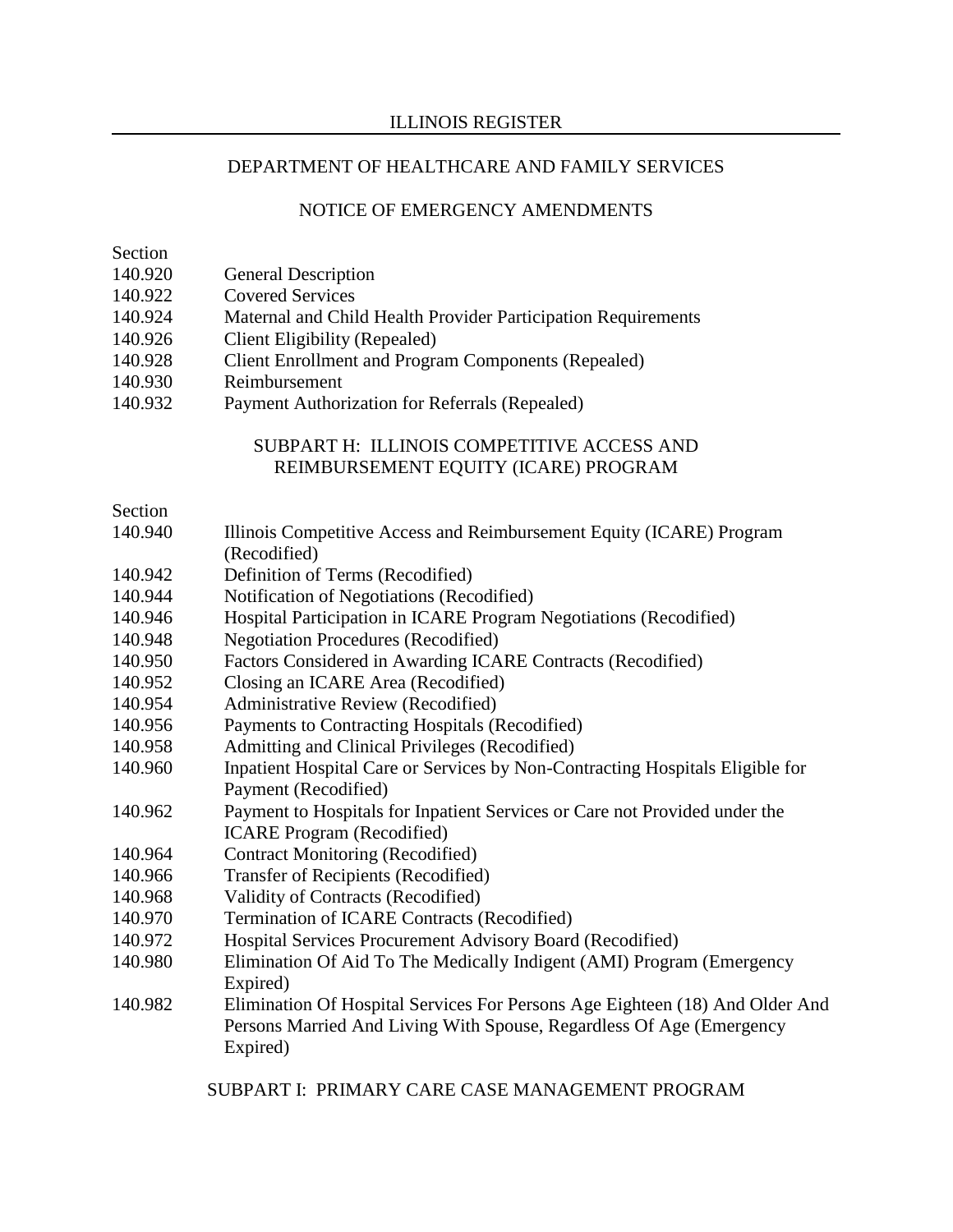DEPARTMENT OF HEALTHCARE AND FAMILY SERVICES

NOTICE OF EMERGENCY AMENDMENTS

Section
140.920 General Description
140.922 Covered Services
140.924 Maternal and Child Health Provider Participation Requirements
140.926 Client Eligibility (Repealed)
140.928 Client Enrollment and Program Components (Repealed)
140.930 Reimbursement
140.932 Payment Authorization for Referrals (Repealed)

SUBPART H: ILLINOIS COMPETITIVE ACCESS AND REIMBURSEMENT EQUITY (ICARE) PROGRAM

Section
140.940 Illinois Competitive Access and Reimbursement Equity (ICARE) Program (Recodified)
140.942 Definition of Terms (Recodified)
140.944 Notification of Negotiations (Recodified)
140.946 Hospital Participation in ICARE Program Negotiations (Recodified)
140.948 Negotiation Procedures (Recodified)
140.950 Factors Considered in Awarding ICARE Contracts (Recodified)
140.952 Closing an ICARE Area (Recodified)
140.954 Administrative Review (Recodified)
140.956 Payments to Contracting Hospitals (Recodified)
140.958 Admitting and Clinical Privileges (Recodified)
140.960 Inpatient Hospital Care or Services by Non-Contracting Hospitals Eligible for Payment (Recodified)
140.962 Payment to Hospitals for Inpatient Services or Care not Provided under the ICARE Program (Recodified)
140.964 Contract Monitoring (Recodified)
140.966 Transfer of Recipients (Recodified)
140.968 Validity of Contracts (Recodified)
140.970 Termination of ICARE Contracts (Recodified)
140.972 Hospital Services Procurement Advisory Board (Recodified)
140.980 Elimination Of Aid To The Medically Indigent (AMI) Program (Emergency Expired)
140.982 Elimination Of Hospital Services For Persons Age Eighteen (18) And Older And Persons Married And Living With Spouse, Regardless Of Age (Emergency Expired)

SUBPART I: PRIMARY CARE CASE MANAGEMENT PROGRAM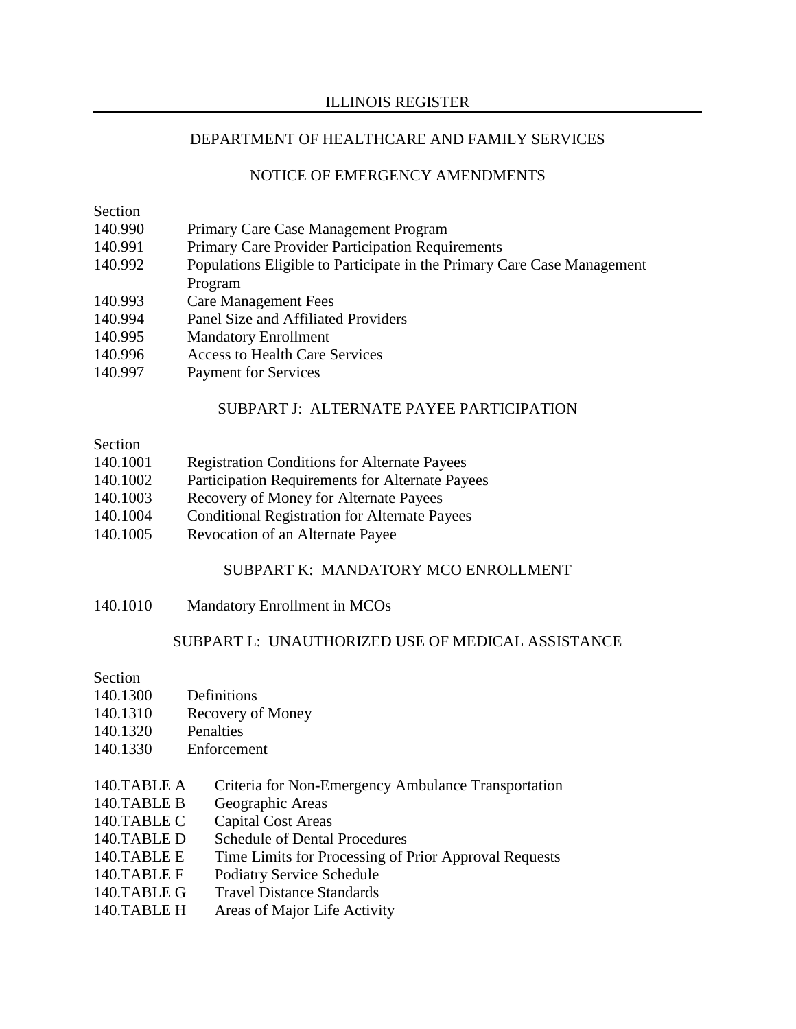DEPARTMENT OF HEALTHCARE AND FAMILY SERVICES

NOTICE OF EMERGENCY AMENDMENTS

Section

140.990 Primary Care Case Management Program
140.991 Primary Care Provider Participation Requirements
140.992 Populations Eligible to Participate in the Primary Care Case Management Program
140.993 Care Management Fees
140.994 Panel Size and Affiliated Providers
140.995 Mandatory Enrollment
140.996 Access to Health Care Services
140.997 Payment for Services

SUBPART J: ALTERNATE PAYEE PARTICIPATION

Section

140.1001 Registration Conditions for Alternate Payees
140.1002 Participation Requirements for Alternate Payees
140.1003 Recovery of Money for Alternate Payees
140.1004 Conditional Registration for Alternate Payees
140.1005 Revocation of an Alternate Payee

SUBPART K: MANDATORY MCO ENROLLMENT

140.1010 Mandatory Enrollment in MCOs

SUBPART L: UNAUTHORIZED USE OF MEDICAL ASSISTANCE

Section

140.1300 Definitions
140.1310 Recovery of Money
140.1320 Penalties
140.1330 Enforcement

140.TABLE A Criteria for Non-Emergency Ambulance Transportation
140.TABLE B Geographic Areas
140.TABLE C Capital Cost Areas
140.TABLE D Schedule of Dental Procedures
140.TABLE E Time Limits for Processing of Prior Approval Requests
140.TABLE F Podiatry Service Schedule
140.TABLE G Travel Distance Standards
140.TABLE H Areas of Major Life Activity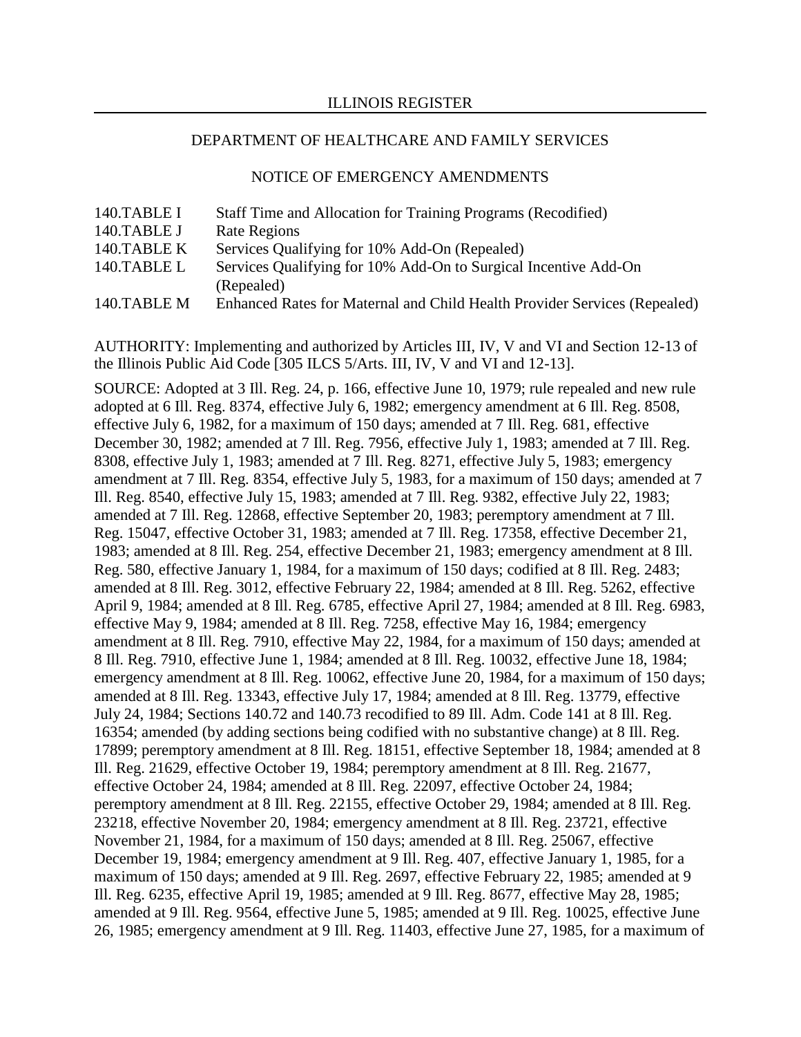140.TABLE I Staff Time and Allocation for Training Programs (Recodified)
140.TABLE J Rate Regions
140.TABLE K Services Qualifying for 10% Add-On (Repealed)
140.TABLE L Services Qualifying for 10% Add-On to Surgical Incentive Add-On (Repealed)
140.TABLE M Enhanced Rates for Maternal and Child Health Provider Services (Repealed)

AUTHORITY: Implementing and authorized by Articles III, IV, V and VI and Section 12-13 of the Illinois Public Aid Code [305 ILCS 5/Arts. III, IV, V and VI and 12-13].

SOURCE: Adopted at 3 Ill. Reg. 24, p. 166, effective June 10, 1979; rule repealed and new rule adopted at 6 Ill. Reg. 8374, effective July 6, 1982; emergency amendment at 6 Ill. Reg. 8508, effective July 6, 1982, for a maximum of 150 days; amended at 7 Ill. Reg. 681, effective December 30, 1982; amended at 7 Ill. Reg. 7956, effective July 1, 1983; amended at 7 Ill. Reg. 8308, effective July 1, 1983; amended at 7 Ill. Reg. 8271, effective July 5, 1983; emergency amendment at 7 Ill. Reg. 8354, effective July 5, 1983, for a maximum of 150 days; amended at 7 Ill. Reg. 8540, effective July 15, 1983; amended at 7 Ill. Reg. 9382, effective July 22, 1983; amended at 7 Ill. Reg. 12868, effective September 20, 1983; peremptory amendment at 7 Ill. Reg. 15047, effective October 31, 1983; amended at 7 Ill. Reg. 17358, effective December 21, 1983; amended at 8 Ill. Reg. 254, effective December 21, 1983; emergency amendment at 8 Ill. Reg. 580, effective January 1, 1984, for a maximum of 150 days; codified at 8 Ill. Reg. 2483; amended at 8 Ill. Reg. 3012, effective February 22, 1984; amended at 8 Ill. Reg. 5262, effective April 9, 1984; amended at 8 Ill. Reg. 6785, effective April 27, 1984; amended at 8 Ill. Reg. 6983, effective May 9, 1984; amended at 8 Ill. Reg. 7258, effective May 16, 1984; emergency amendment at 8 Ill. Reg. 7910, effective May 22, 1984, for a maximum of 150 days; amended at 8 Ill. Reg. 7910, effective June 1, 1984; amended at 8 Ill. Reg. 10032, effective June 18, 1984; emergency amendment at 8 Ill. Reg. 10062, effective June 20, 1984, for a maximum of 150 days; amended at 8 Ill. Reg. 13343, effective July 17, 1984; amended at 8 Ill. Reg. 13779, effective July 24, 1984; Sections 140.72 and 140.73 recodified to 89 Ill. Adm. Code 141 at 8 Ill. Reg. 16354; amended (by adding sections being codified with no substantive change) at 8 Ill. Reg. 17899; peremptory amendment at 8 Ill. Reg. 18151, effective September 18, 1984; amended at 8 Ill. Reg. 21629, effective October 19, 1984; peremptory amendment at 8 Ill. Reg. 21677, effective October 24, 1984; amended at 8 Ill. Reg. 22097, effective October 24, 1984; peremptory amendment at 8 Ill. Reg. 22155, effective October 29, 1984; amended at 8 Ill. Reg. 23218, effective November 20, 1984; emergency amendment at 8 Ill. Reg. 23721, effective November 21, 1984, for a maximum of 150 days; amended at 8 Ill. Reg. 25067, effective December 19, 1984; emergency amendment at 9 Ill. Reg. 407, effective January 1, 1985, for a maximum of 150 days; amended at 9 Ill. Reg. 2697, effective February 22, 1985; amended at 9 Ill. Reg. 6235, effective April 19, 1985; amended at 9 Ill. Reg. 8677, effective May 28, 1985; amended at 9 Ill. Reg. 9564, effective June 5, 1985; amended at 9 Ill. Reg. 10025, effective June 26, 1985; emergency amendment at 9 Ill. Reg. 11403, effective June 27, 1985, for a maximum of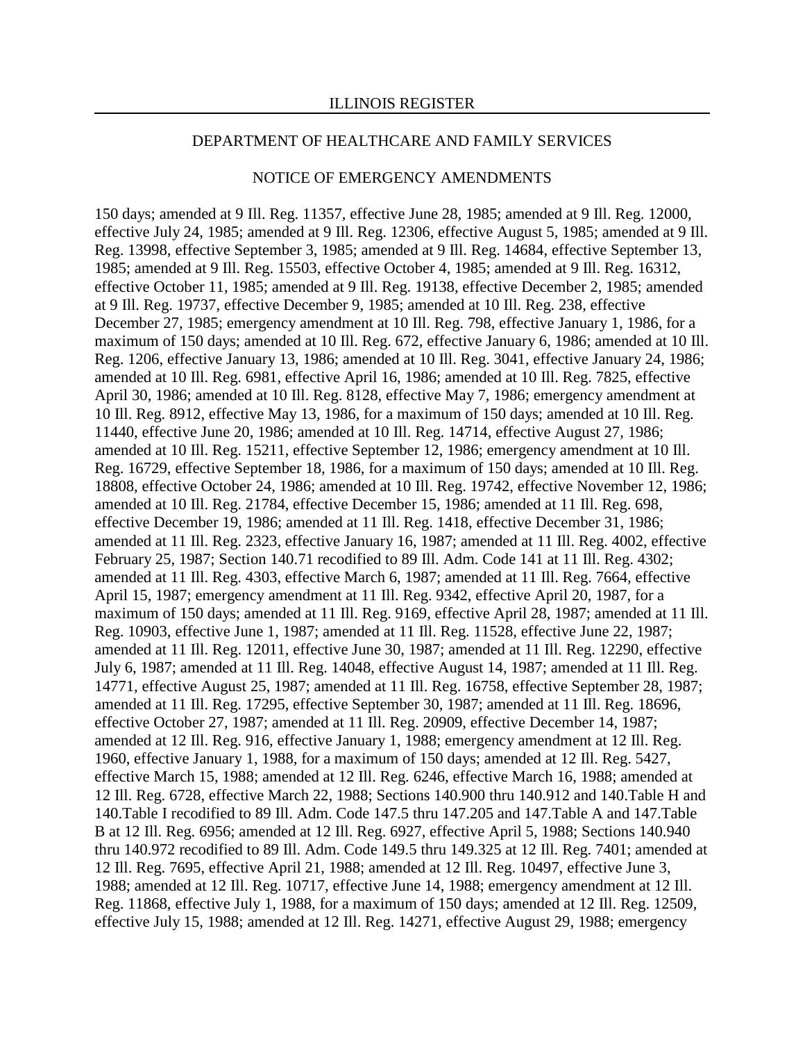150 days; amended at 9 Ill. Reg. 11357, effective June 28, 1985; amended at 9 Ill. Reg. 12000, effective July 24, 1985; amended at 9 Ill. Reg. 12306, effective August 5, 1985; amended at 9 Ill. Reg. 13998, effective September 3, 1985; amended at 9 Ill. Reg. 14684, effective September 13, 1985; amended at 9 Ill. Reg. 15503, effective October 4, 1985; amended at 9 Ill. Reg. 16312, effective October 11, 1985; amended at 9 Ill. Reg. 19138, effective December 2, 1985; amended at 9 Ill. Reg. 19737, effective December 9, 1985; amended at 10 Ill. Reg. 238, effective December 27, 1985; emergency amendment at 10 Ill. Reg. 798, effective January 1, 1986, for a maximum of 150 days; amended at 10 Ill. Reg. 672, effective January 6, 1986; amended at 10 Ill. Reg. 1206, effective January 13, 1986; amended at 10 Ill. Reg. 3041, effective January 24, 1986; amended at 10 Ill. Reg. 6981, effective April 16, 1986; amended at 10 Ill. Reg. 7825, effective April 30, 1986; amended at 10 Ill. Reg. 8128, effective May 7, 1986; emergency amendment at 10 Ill. Reg. 8912, effective May 13, 1986, for a maximum of 150 days; amended at 10 Ill. Reg. 11440, effective June 20, 1986; amended at 10 Ill. Reg. 14714, effective August 27, 1986; amended at 10 Ill. Reg. 15211, effective September 12, 1986; emergency amendment at 10 Ill. Reg. 16729, effective September 18, 1986, for a maximum of 150 days; amended at 10 Ill. Reg. 18808, effective October 24, 1986; amended at 10 Ill. Reg. 19742, effective November 12, 1986; amended at 10 Ill. Reg. 21784, effective December 15, 1986; amended at 11 Ill. Reg. 698, effective December 19, 1986; amended at 11 Ill. Reg. 1418, effective December 31, 1986; amended at 11 Ill. Reg. 2323, effective January 16, 1987; amended at 11 Ill. Reg. 4002, effective February 25, 1987; Section 140.71 recodified to 89 Ill. Adm. Code 141 at 11 Ill. Reg. 4302; amended at 11 Ill. Reg. 4303, effective March 6, 1987; amended at 11 Ill. Reg. 7664, effective April 15, 1987; emergency amendment at 11 Ill. Reg. 9342, effective April 20, 1987, for a maximum of 150 days; amended at 11 Ill. Reg. 9169, effective April 28, 1987; amended at 11 Ill. Reg. 10903, effective June 1, 1987; amended at 11 Ill. Reg. 11528, effective June 22, 1987; amended at 11 Ill. Reg. 12011, effective June 30, 1987; amended at 11 Ill. Reg. 12290, effective July 6, 1987; amended at 11 Ill. Reg. 14048, effective August 14, 1987; amended at 11 Ill. Reg. 14771, effective August 25, 1987; amended at 11 Ill. Reg. 16758, effective September 28, 1987; amended at 11 Ill. Reg. 17295, effective September 30, 1987; amended at 11 Ill. Reg. 18696, effective October 27, 1987; amended at 11 Ill. Reg. 20909, effective December 14, 1987; amended at 12 Ill. Reg. 916, effective January 1, 1988; emergency amendment at 12 Ill. Reg. 1960, effective January 1, 1988, for a maximum of 150 days; amended at 12 Ill. Reg. 5427, effective March 15, 1988; amended at 12 Ill. Reg. 6246, effective March 16, 1988; amended at 12 Ill. Reg. 6728, effective March 22, 1988; Sections 140.900 thru 140.912 and 140.Table H and 140.Table I recodified to 89 Ill. Adm. Code 147.5 thru 147.205 and 147.Table A and 147.Table B at 12 Ill. Reg. 6956; amended at 12 Ill. Reg. 6927, effective April 5, 1988; Sections 140.940 thru 140.972 recodified to 89 Ill. Adm. Code 149.5 thru 149.325 at 12 Ill. Reg. 7401; amended at 12 Ill. Reg. 7695, effective April 21, 1988; amended at 12 Ill. Reg. 10497, effective June 3, 1988; amended at 12 Ill. Reg. 10717, effective June 14, 1988; emergency amendment at 12 Ill. Reg. 11868, effective July 1, 1988, for a maximum of 150 days; amended at 12 Ill. Reg. 12509, effective July 15, 1988; amended at 12 Ill. Reg. 14271, effective August 29, 1988; emergency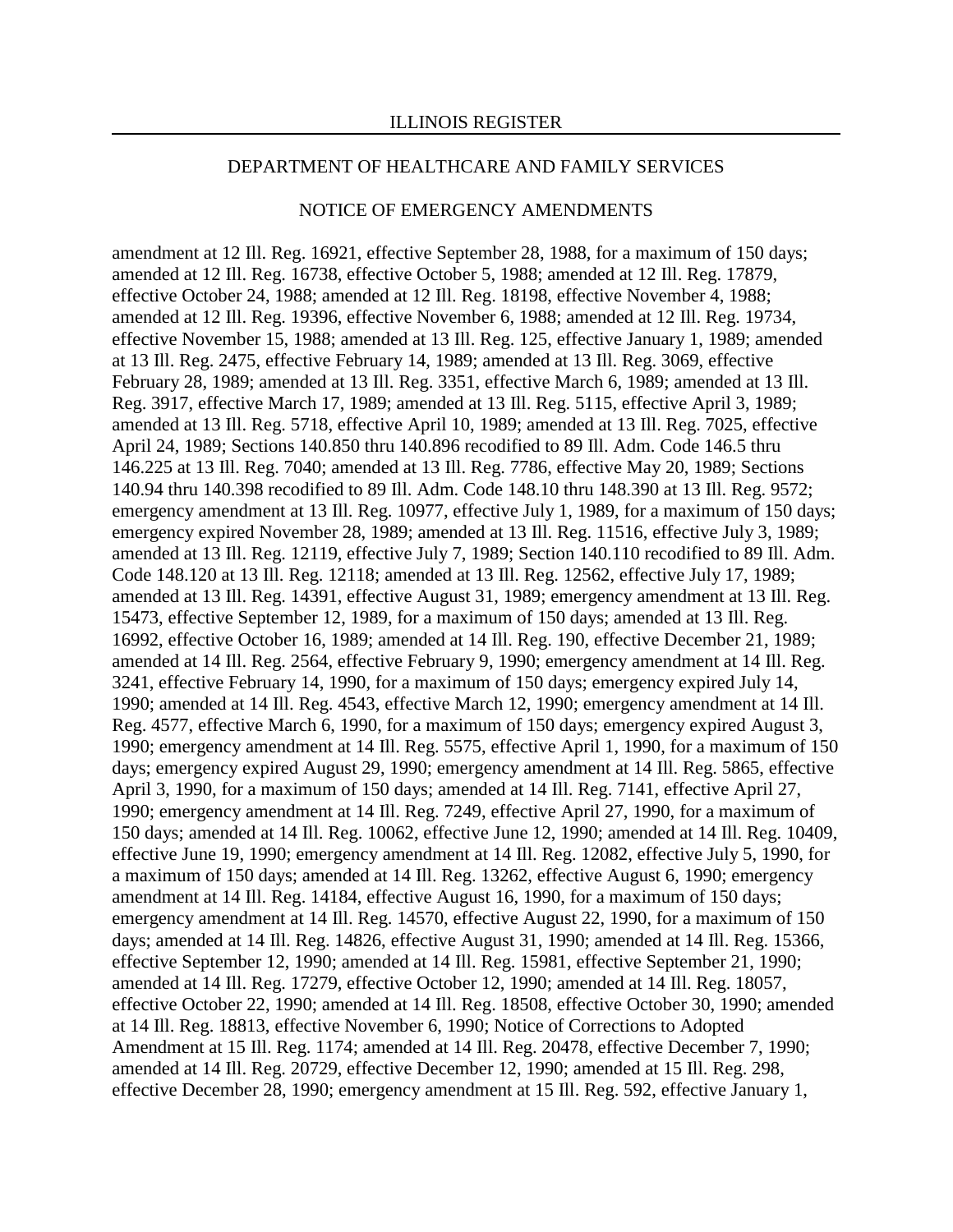amendment at 12 Ill. Reg. 16921, effective September 28, 1988, for a maximum of 150 days; amended at 12 Ill. Reg. 16738, effective October 5, 1988; amended at 12 Ill. Reg. 17879, effective October 24, 1988; amended at 12 Ill. Reg. 18198, effective November 4, 1988; amended at 12 Ill. Reg. 19396, effective November 6, 1988; amended at 12 Ill. Reg. 19734, effective November 15, 1988; amended at 13 Ill. Reg. 125, effective January 1, 1989; amended at 13 Ill. Reg. 2475, effective February 14, 1989; amended at 13 Ill. Reg. 3069, effective February 28, 1989; amended at 13 Ill. Reg. 3351, effective March 6, 1989; amended at 13 Ill. Reg. 3917, effective March 17, 1989; amended at 13 Ill. Reg. 5115, effective April 3, 1989; amended at 13 Ill. Reg. 5718, effective April 10, 1989; amended at 13 Ill. Reg. 7025, effective April 24, 1989; Sections 140.850 thru 140.896 recodified to 89 Ill. Adm. Code 146.5 thru 146.225 at 13 Ill. Reg. 7040; amended at 13 Ill. Reg. 7786, effective May 20, 1989; Sections 140.94 thru 140.398 recodified to 89 Ill. Adm. Code 148.10 thru 148.390 at 13 Ill. Reg. 9572; emergency amendment at 13 Ill. Reg. 10977, effective July 1, 1989, for a maximum of 150 days; emergency expired November 28, 1989; amended at 13 Ill. Reg. 11516, effective July 3, 1989; amended at 13 Ill. Reg. 12119, effective July 7, 1989; Section 140.110 recodified to 89 Ill. Adm. Code 148.120 at 13 Ill. Reg. 12118; amended at 13 Ill. Reg. 12562, effective July 17, 1989; amended at 13 Ill. Reg. 14391, effective August 31, 1989; emergency amendment at 13 Ill. Reg. 15473, effective September 12, 1989, for a maximum of 150 days; amended at 13 Ill. Reg. 16992, effective October 16, 1989; amended at 14 Ill. Reg. 190, effective December 21, 1989; amended at 14 Ill. Reg. 2564, effective February 9, 1990; emergency amendment at 14 Ill. Reg. 3241, effective February 14, 1990, for a maximum of 150 days; emergency expired July 14, 1990; amended at 14 Ill. Reg. 4543, effective March 12, 1990; emergency amendment at 14 Ill. Reg. 4577, effective March 6, 1990, for a maximum of 150 days; emergency expired August 3, 1990; emergency amendment at 14 Ill. Reg. 5575, effective April 1, 1990, for a maximum of 150 days; emergency expired August 29, 1990; emergency amendment at 14 Ill. Reg. 5865, effective April 3, 1990, for a maximum of 150 days; amended at 14 Ill. Reg. 7141, effective April 27, 1990; emergency amendment at 14 Ill. Reg. 7249, effective April 27, 1990, for a maximum of 150 days; amended at 14 Ill. Reg. 10062, effective June 12, 1990; amended at 14 Ill. Reg. 10409, effective June 19, 1990; emergency amendment at 14 Ill. Reg. 12082, effective July 5, 1990, for a maximum of 150 days; amended at 14 Ill. Reg. 13262, effective August 6, 1990; emergency amendment at 14 Ill. Reg. 14184, effective August 16, 1990, for a maximum of 150 days; emergency amendment at 14 Ill. Reg. 14570, effective August 22, 1990, for a maximum of 150 days; amended at 14 Ill. Reg. 14826, effective August 31, 1990; amended at 14 Ill. Reg. 15366, effective September 12, 1990; amended at 14 Ill. Reg. 15981, effective September 21, 1990; amended at 14 Ill. Reg. 17279, effective October 12, 1990; amended at 14 Ill. Reg. 18057, effective October 22, 1990; amended at 14 Ill. Reg. 18508, effective October 30, 1990; amended at 14 Ill. Reg. 18813, effective November 6, 1990; Notice of Corrections to Adopted Amendment at 15 Ill. Reg. 1174; amended at 14 Ill. Reg. 20478, effective December 7, 1990; amended at 14 Ill. Reg. 20729, effective December 12, 1990; amended at 15 Ill. Reg. 298, effective December 28, 1990; emergency amendment at 15 Ill. Reg. 592, effective January 1,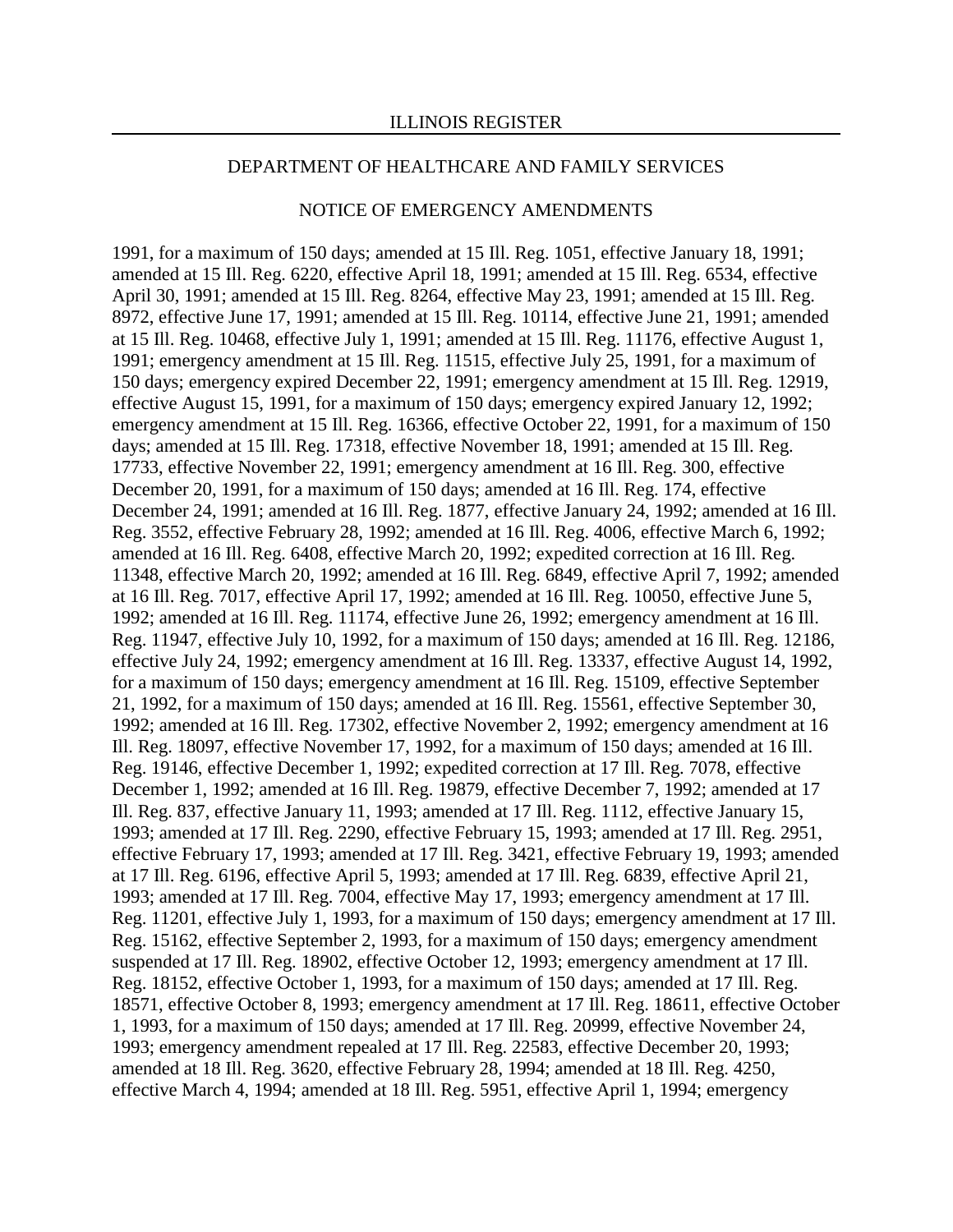## DEPARTMENT OF HEALTHCARE AND FAMILY SERVICES

## NOTICE OF EMERGENCY AMENDMENTS

1991, for a maximum of 150 days; amended at 15 Ill. Reg. 1051, effective January 18, 1991; amended at 15 Ill. Reg. 6220, effective April 18, 1991; amended at 15 Ill. Reg. 6534, effective April 30, 1991; amended at 15 Ill. Reg. 8264, effective May 23, 1991; amended at 15 Ill. Reg. 8972, effective June 17, 1991; amended at 15 Ill. Reg. 10114, effective June 21, 1991; amended at 15 Ill. Reg. 10468, effective July 1, 1991; amended at 15 Ill. Reg. 11176, effective August 1, 1991; emergency amendment at 15 Ill. Reg. 11515, effective July 25, 1991, for a maximum of 150 days; emergency expired December 22, 1991; emergency amendment at 15 Ill. Reg. 12919, effective August 15, 1991, for a maximum of 150 days; emergency expired January 12, 1992; emergency amendment at 15 Ill. Reg. 16366, effective October 22, 1991, for a maximum of 150 days; amended at 15 Ill. Reg. 17318, effective November 18, 1991; amended at 15 Ill. Reg. 17733, effective November 22, 1991; emergency amendment at 16 Ill. Reg. 300, effective December 20, 1991, for a maximum of 150 days; amended at 16 Ill. Reg. 174, effective December 24, 1991; amended at 16 Ill. Reg. 1877, effective January 24, 1992; amended at 16 Ill. Reg. 3552, effective February 28, 1992; amended at 16 Ill. Reg. 4006, effective March 6, 1992; amended at 16 Ill. Reg. 6408, effective March 20, 1992; expedited correction at 16 Ill. Reg. 11348, effective March 20, 1992; amended at 16 Ill. Reg. 6849, effective April 7, 1992; amended at 16 Ill. Reg. 7017, effective April 17, 1992; amended at 16 Ill. Reg. 10050, effective June 5, 1992; amended at 16 Ill. Reg. 11174, effective June 26, 1992; emergency amendment at 16 Ill. Reg. 11947, effective July 10, 1992, for a maximum of 150 days; amended at 16 Ill. Reg. 12186, effective July 24, 1992; emergency amendment at 16 Ill. Reg. 13337, effective August 14, 1992, for a maximum of 150 days; emergency amendment at 16 Ill. Reg. 15109, effective September 21, 1992, for a maximum of 150 days; amended at 16 Ill. Reg. 15561, effective September 30, 1992; amended at 16 Ill. Reg. 17302, effective November 2, 1992; emergency amendment at 16 Ill. Reg. 18097, effective November 17, 1992, for a maximum of 150 days; amended at 16 Ill. Reg. 19146, effective December 1, 1992; expedited correction at 17 Ill. Reg. 7078, effective December 1, 1992; amended at 16 Ill. Reg. 19879, effective December 7, 1992; amended at 17 Ill. Reg. 837, effective January 11, 1993; amended at 17 Ill. Reg. 1112, effective January 15, 1993; amended at 17 Ill. Reg. 2290, effective February 15, 1993; amended at 17 Ill. Reg. 2951, effective February 17, 1993; amended at 17 Ill. Reg. 3421, effective February 19, 1993; amended at 17 Ill. Reg. 6196, effective April 5, 1993; amended at 17 Ill. Reg. 6839, effective April 21, 1993; amended at 17 Ill. Reg. 7004, effective May 17, 1993; emergency amendment at 17 Ill. Reg. 11201, effective July 1, 1993, for a maximum of 150 days; emergency amendment at 17 Ill. Reg. 15162, effective September 2, 1993, for a maximum of 150 days; emergency amendment suspended at 17 Ill. Reg. 18902, effective October 12, 1993; emergency amendment at 17 Ill. Reg. 18152, effective October 1, 1993, for a maximum of 150 days; amended at 17 Ill. Reg. 18571, effective October 8, 1993; emergency amendment at 17 Ill. Reg. 18611, effective October 1, 1993, for a maximum of 150 days; amended at 17 Ill. Reg. 20999, effective November 24, 1993; emergency amendment repealed at 17 Ill. Reg. 22583, effective December 20, 1993; amended at 18 Ill. Reg. 3620, effective February 28, 1994; amended at 18 Ill. Reg. 4250, effective March 4, 1994; amended at 18 Ill. Reg. 5951, effective April 1, 1994; emergency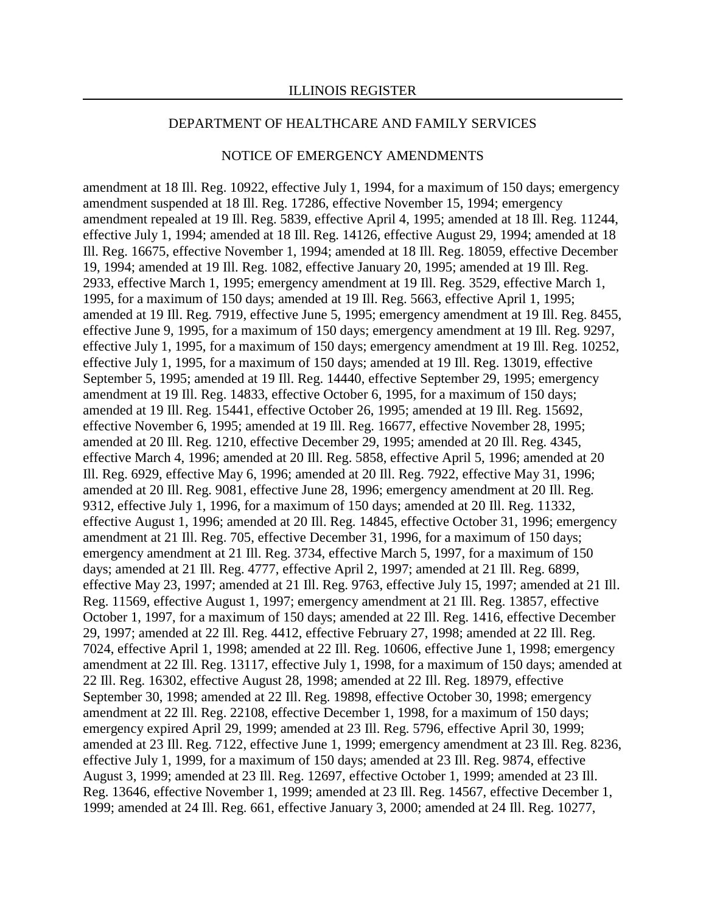amendment at 18 Ill. Reg. 10922, effective July 1, 1994, for a maximum of 150 days; emergency amendment suspended at 18 Ill. Reg. 17286, effective November 15, 1994; emergency amendment repealed at 19 Ill. Reg. 5839, effective April 4, 1995; amended at 18 Ill. Reg. 11244, effective July 1, 1994; amended at 18 Ill. Reg. 14126, effective August 29, 1994; amended at 18 Ill. Reg. 16675, effective November 1, 1994; amended at 18 Ill. Reg. 18059, effective December 19, 1994; amended at 19 Ill. Reg. 1082, effective January 20, 1995; amended at 19 Ill. Reg. 2933, effective March 1, 1995; emergency amendment at 19 Ill. Reg. 3529, effective March 1, 1995, for a maximum of 150 days; amended at 19 Ill. Reg. 5663, effective April 1, 1995; amended at 19 Ill. Reg. 7919, effective June 5, 1995; emergency amendment at 19 Ill. Reg. 8455, effective June 9, 1995, for a maximum of 150 days; emergency amendment at 19 Ill. Reg. 9297, effective July 1, 1995, for a maximum of 150 days; emergency amendment at 19 Ill. Reg. 10252, effective July 1, 1995, for a maximum of 150 days; amended at 19 Ill. Reg. 13019, effective September 5, 1995; amended at 19 Ill. Reg. 14440, effective September 29, 1995; emergency amendment at 19 Ill. Reg. 14833, effective October 6, 1995, for a maximum of 150 days; amended at 19 Ill. Reg. 15441, effective October 26, 1995; amended at 19 Ill. Reg. 15692, effective November 6, 1995; amended at 19 Ill. Reg. 16677, effective November 28, 1995; amended at 20 Ill. Reg. 1210, effective December 29, 1995; amended at 20 Ill. Reg. 4345, effective March 4, 1996; amended at 20 Ill. Reg. 5858, effective April 5, 1996; amended at 20 Ill. Reg. 6929, effective May 6, 1996; amended at 20 Ill. Reg. 7922, effective May 31, 1996; amended at 20 Ill. Reg. 9081, effective June 28, 1996; emergency amendment at 20 Ill. Reg. 9312, effective July 1, 1996, for a maximum of 150 days; amended at 20 Ill. Reg. 11332, effective August 1, 1996; amended at 20 Ill. Reg. 14845, effective October 31, 1996; emergency amendment at 21 Ill. Reg. 705, effective December 31, 1996, for a maximum of 150 days; emergency amendment at 21 Ill. Reg. 3734, effective March 5, 1997, for a maximum of 150 days; amended at 21 Ill. Reg. 4777, effective April 2, 1997; amended at 21 Ill. Reg. 6899, effective May 23, 1997; amended at 21 Ill. Reg. 9763, effective July 15, 1997; amended at 21 Ill. Reg. 11569, effective August 1, 1997; emergency amendment at 21 Ill. Reg. 13857, effective October 1, 1997, for a maximum of 150 days; amended at 22 Ill. Reg. 1416, effective December 29, 1997; amended at 22 Ill. Reg. 4412, effective February 27, 1998; amended at 22 Ill. Reg. 7024, effective April 1, 1998; amended at 22 Ill. Reg. 10606, effective June 1, 1998; emergency amendment at 22 Ill. Reg. 13117, effective July 1, 1998, for a maximum of 150 days; amended at 22 Ill. Reg. 16302, effective August 28, 1998; amended at 22 Ill. Reg. 18979, effective September 30, 1998; amended at 22 Ill. Reg. 19898, effective October 30, 1998; emergency amendment at 22 Ill. Reg. 22108, effective December 1, 1998, for a maximum of 150 days; emergency expired April 29, 1999; amended at 23 Ill. Reg. 5796, effective April 30, 1999; amended at 23 Ill. Reg. 7122, effective June 1, 1999; emergency amendment at 23 Ill. Reg. 8236, effective July 1, 1999, for a maximum of 150 days; amended at 23 Ill. Reg. 9874, effective August 3, 1999; amended at 23 Ill. Reg. 12697, effective October 1, 1999; amended at 23 Ill. Reg. 13646, effective November 1, 1999; amended at 23 Ill. Reg. 14567, effective December 1, 1999; amended at 24 Ill. Reg. 661, effective January 3, 2000; amended at 24 Ill. Reg. 10277,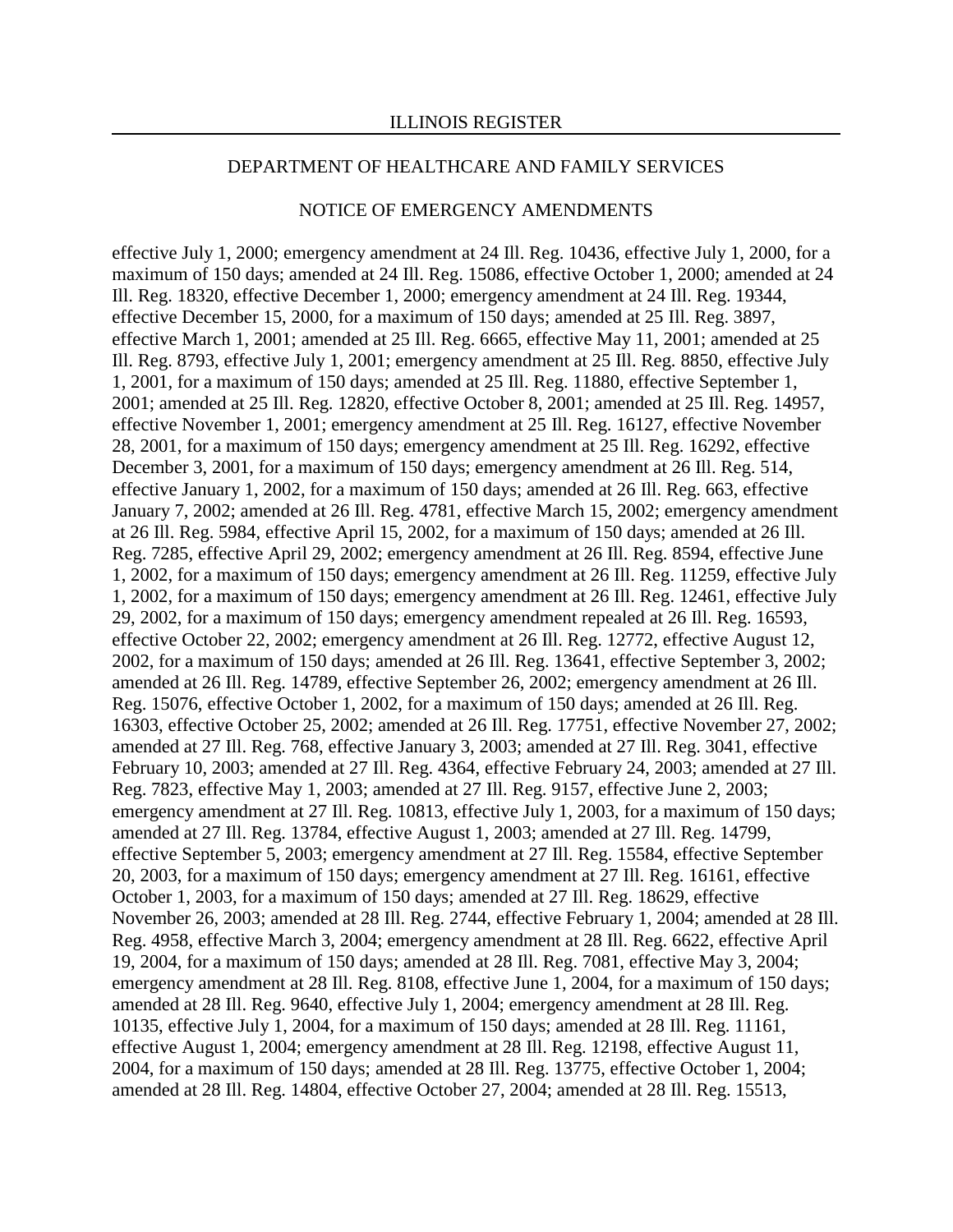effective July 1, 2000; emergency amendment at 24 Ill. Reg. 10436, effective July 1, 2000, for a maximum of 150 days; amended at 24 Ill. Reg. 15086, effective October 1, 2000; amended at 24 Ill. Reg. 18320, effective December 1, 2000; emergency amendment at 24 Ill. Reg. 19344, effective December 15, 2000, for a maximum of 150 days; amended at 25 Ill. Reg. 3897, effective March 1, 2001; amended at 25 Ill. Reg. 6665, effective May 11, 2001; amended at 25 Ill. Reg. 8793, effective July 1, 2001; emergency amendment at 25 Ill. Reg. 8850, effective July 1, 2001, for a maximum of 150 days; amended at 25 Ill. Reg. 11880, effective September 1, 2001; amended at 25 Ill. Reg. 12820, effective October 8, 2001; amended at 25 Ill. Reg. 14957, effective November 1, 2001; emergency amendment at 25 Ill. Reg. 16127, effective November 28, 2001, for a maximum of 150 days; emergency amendment at 25 Ill. Reg. 16292, effective December 3, 2001, for a maximum of 150 days; emergency amendment at 26 Ill. Reg. 514, effective January 1, 2002, for a maximum of 150 days; amended at 26 Ill. Reg. 663, effective January 7, 2002; amended at 26 Ill. Reg. 4781, effective March 15, 2002; emergency amendment at 26 Ill. Reg. 5984, effective April 15, 2002, for a maximum of 150 days; amended at 26 Ill. Reg. 7285, effective April 29, 2002; emergency amendment at 26 Ill. Reg. 8594, effective June 1, 2002, for a maximum of 150 days; emergency amendment at 26 Ill. Reg. 11259, effective July 1, 2002, for a maximum of 150 days; emergency amendment at 26 Ill. Reg. 12461, effective July 29, 2002, for a maximum of 150 days; emergency amendment repealed at 26 Ill. Reg. 16593, effective October 22, 2002; emergency amendment at 26 Ill. Reg. 12772, effective August 12, 2002, for a maximum of 150 days; amended at 26 Ill. Reg. 13641, effective September 3, 2002; amended at 26 Ill. Reg. 14789, effective September 26, 2002; emergency amendment at 26 Ill. Reg. 15076, effective October 1, 2002, for a maximum of 150 days; amended at 26 Ill. Reg. 16303, effective October 25, 2002; amended at 26 Ill. Reg. 17751, effective November 27, 2002; amended at 27 Ill. Reg. 768, effective January 3, 2003; amended at 27 Ill. Reg. 3041, effective February 10, 2003; amended at 27 Ill. Reg. 4364, effective February 24, 2003; amended at 27 Ill. Reg. 7823, effective May 1, 2003; amended at 27 Ill. Reg. 9157, effective June 2, 2003; emergency amendment at 27 Ill. Reg. 10813, effective July 1, 2003, for a maximum of 150 days; amended at 27 Ill. Reg. 13784, effective August 1, 2003; amended at 27 Ill. Reg. 14799, effective September 5, 2003; emergency amendment at 27 Ill. Reg. 15584, effective September 20, 2003, for a maximum of 150 days; emergency amendment at 27 Ill. Reg. 16161, effective October 1, 2003, for a maximum of 150 days; amended at 27 Ill. Reg. 18629, effective November 26, 2003; amended at 28 Ill. Reg. 2744, effective February 1, 2004; amended at 28 Ill. Reg. 4958, effective March 3, 2004; emergency amendment at 28 Ill. Reg. 6622, effective April 19, 2004, for a maximum of 150 days; amended at 28 Ill. Reg. 7081, effective May 3, 2004; emergency amendment at 28 Ill. Reg. 8108, effective June 1, 2004, for a maximum of 150 days; amended at 28 Ill. Reg. 9640, effective July 1, 2004; emergency amendment at 28 Ill. Reg. 10135, effective July 1, 2004, for a maximum of 150 days; amended at 28 Ill. Reg. 11161, effective August 1, 2004; emergency amendment at 28 Ill. Reg. 12198, effective August 11, 2004, for a maximum of 150 days; amended at 28 Ill. Reg. 13775, effective October 1, 2004; amended at 28 Ill. Reg. 14804, effective October 27, 2004; amended at 28 Ill. Reg. 15513,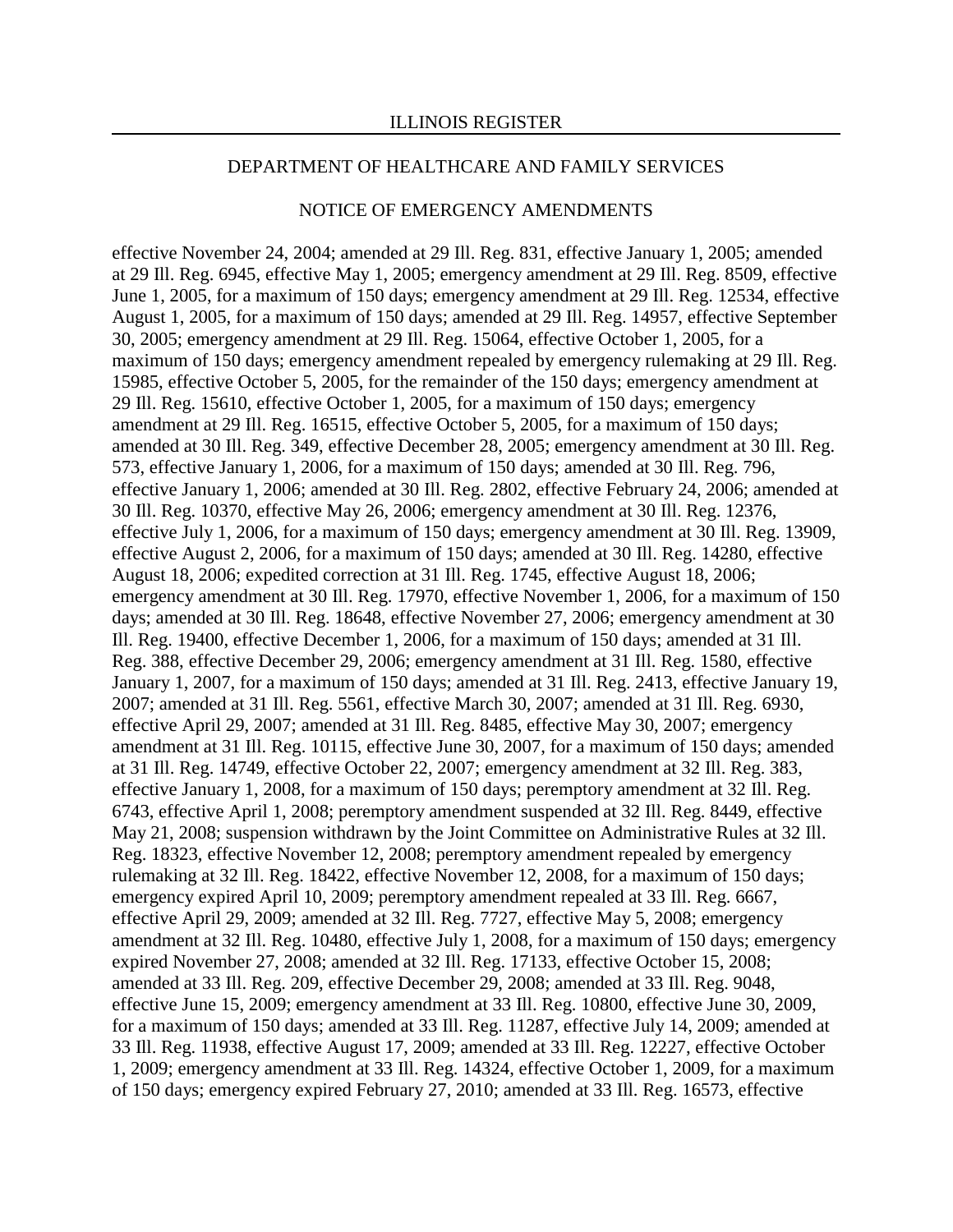effective November 24, 2004; amended at 29 Ill. Reg. 831, effective January 1, 2005; amended at 29 Ill. Reg. 6945, effective May 1, 2005; emergency amendment at 29 Ill. Reg. 8509, effective June 1, 2005, for a maximum of 150 days; emergency amendment at 29 Ill. Reg. 12534, effective August 1, 2005, for a maximum of 150 days; amended at 29 Ill. Reg. 14957, effective September 30, 2005; emergency amendment at 29 Ill. Reg. 15064, effective October 1, 2005, for a maximum of 150 days; emergency amendment repealed by emergency rulemaking at 29 Ill. Reg. 15985, effective October 5, 2005, for the remainder of the 150 days; emergency amendment at 29 Ill. Reg. 15610, effective October 1, 2005, for a maximum of 150 days; emergency amendment at 29 Ill. Reg. 16515, effective October 5, 2005, for a maximum of 150 days; amended at 30 Ill. Reg. 349, effective December 28, 2005; emergency amendment at 30 Ill. Reg. 573, effective January 1, 2006, for a maximum of 150 days; amended at 30 Ill. Reg. 796, effective January 1, 2006; amended at 30 Ill. Reg. 2802, effective February 24, 2006; amended at 30 Ill. Reg. 10370, effective May 26, 2006; emergency amendment at 30 Ill. Reg. 12376, effective July 1, 2006, for a maximum of 150 days; emergency amendment at 30 Ill. Reg. 13909, effective August 2, 2006, for a maximum of 150 days; amended at 30 Ill. Reg. 14280, effective August 18, 2006; expedited correction at 31 Ill. Reg. 1745, effective August 18, 2006; emergency amendment at 30 Ill. Reg. 17970, effective November 1, 2006, for a maximum of 150 days; amended at 30 Ill. Reg. 18648, effective November 27, 2006; emergency amendment at 30 Ill. Reg. 19400, effective December 1, 2006, for a maximum of 150 days; amended at 31 Ill. Reg. 388, effective December 29, 2006; emergency amendment at 31 Ill. Reg. 1580, effective January 1, 2007, for a maximum of 150 days; amended at 31 Ill. Reg. 2413, effective January 19, 2007; amended at 31 Ill. Reg. 5561, effective March 30, 2007; amended at 31 Ill. Reg. 6930, effective April 29, 2007; amended at 31 Ill. Reg. 8485, effective May 30, 2007; emergency amendment at 31 Ill. Reg. 10115, effective June 30, 2007, for a maximum of 150 days; amended at 31 Ill. Reg. 14749, effective October 22, 2007; emergency amendment at 32 Ill. Reg. 383, effective January 1, 2008, for a maximum of 150 days; peremptory amendment at 32 Ill. Reg. 6743, effective April 1, 2008; peremptory amendment suspended at 32 Ill. Reg. 8449, effective May 21, 2008; suspension withdrawn by the Joint Committee on Administrative Rules at 32 Ill. Reg. 18323, effective November 12, 2008; peremptory amendment repealed by emergency rulemaking at 32 Ill. Reg. 18422, effective November 12, 2008, for a maximum of 150 days; emergency expired April 10, 2009; peremptory amendment repealed at 33 Ill. Reg. 6667, effective April 29, 2009; amended at 32 Ill. Reg. 7727, effective May 5, 2008; emergency amendment at 32 Ill. Reg. 10480, effective July 1, 2008, for a maximum of 150 days; emergency expired November 27, 2008; amended at 32 Ill. Reg. 17133, effective October 15, 2008; amended at 33 Ill. Reg. 209, effective December 29, 2008; amended at 33 Ill. Reg. 9048, effective June 15, 2009; emergency amendment at 33 Ill. Reg. 10800, effective June 30, 2009, for a maximum of 150 days; amended at 33 Ill. Reg. 11287, effective July 14, 2009; amended at 33 Ill. Reg. 11938, effective August 17, 2009; amended at 33 Ill. Reg. 12227, effective October 1, 2009; emergency amendment at 33 Ill. Reg. 14324, effective October 1, 2009, for a maximum of 150 days; emergency expired February 27, 2010; amended at 33 Ill. Reg. 16573, effective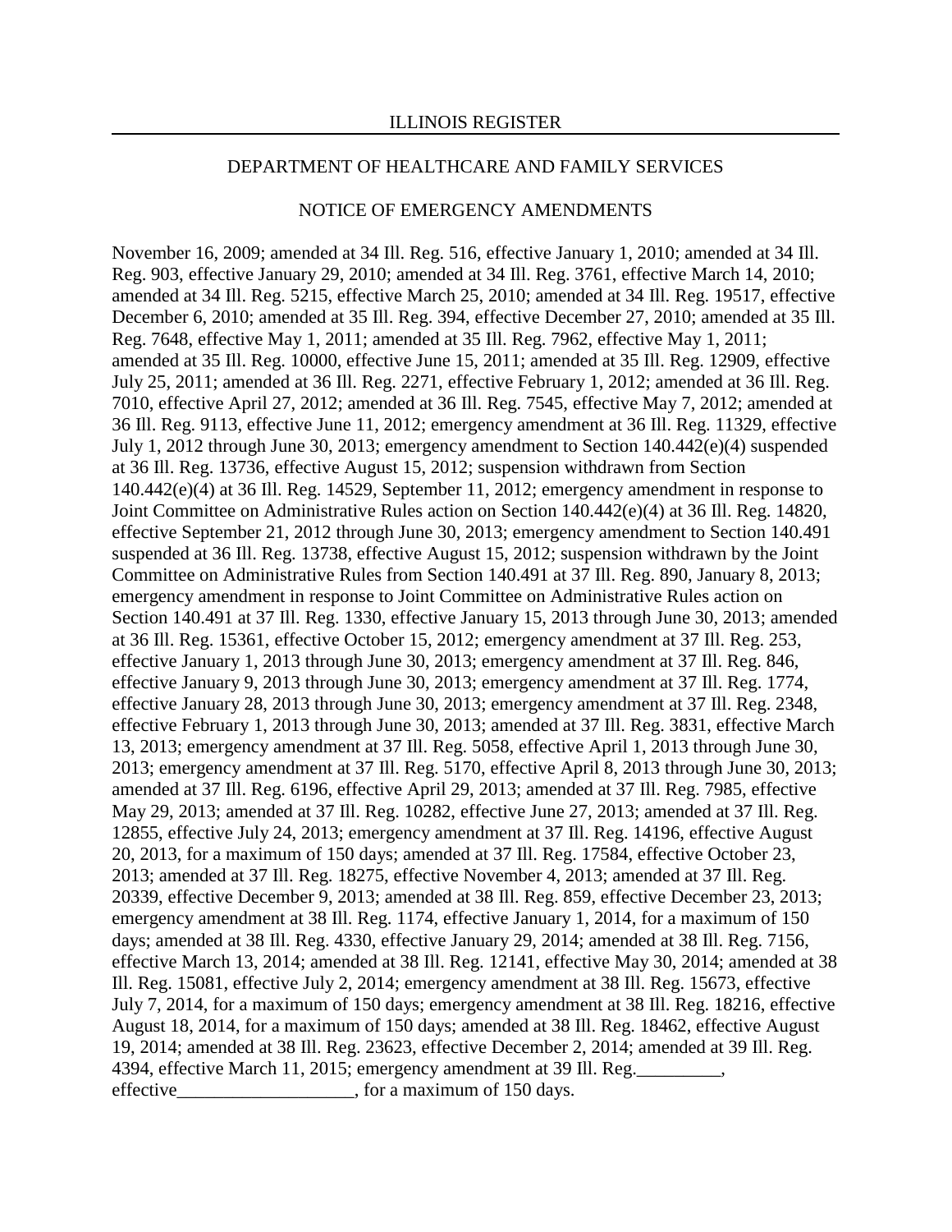November 16, 2009; amended at 34 Ill. Reg. 516, effective January 1, 2010; amended at 34 Ill. Reg. 903, effective January 29, 2010; amended at 34 Ill. Reg. 3761, effective March 14, 2010; amended at 34 Ill. Reg. 5215, effective March 25, 2010; amended at 34 Ill. Reg. 19517, effective December 6, 2010; amended at 35 Ill. Reg. 394, effective December 27, 2010; amended at 35 Ill. Reg. 7648, effective May 1, 2011; amended at 35 Ill. Reg. 7962, effective May 1, 2011; amended at 35 Ill. Reg. 10000, effective June 15, 2011; amended at 35 Ill. Reg. 12909, effective July 25, 2011; amended at 36 Ill. Reg. 2271, effective February 1, 2012; amended at 36 Ill. Reg. 7010, effective April 27, 2012; amended at 36 Ill. Reg. 7545, effective May 7, 2012; amended at 36 Ill. Reg. 9113, effective June 11, 2012; emergency amendment at 36 Ill. Reg. 11329, effective July 1, 2012 through June 30, 2013; emergency amendment to Section 140.442(e)(4) suspended at 36 Ill. Reg. 13736, effective August 15, 2012; suspension withdrawn from Section 140.442(e)(4) at 36 Ill. Reg. 14529, September 11, 2012; emergency amendment in response to Joint Committee on Administrative Rules action on Section 140.442(e)(4) at 36 Ill. Reg. 14820, effective September 21, 2012 through June 30, 2013; emergency amendment to Section 140.491 suspended at 36 Ill. Reg. 13738, effective August 15, 2012; suspension withdrawn by the Joint Committee on Administrative Rules from Section 140.491 at 37 Ill. Reg. 890, January 8, 2013; emergency amendment in response to Joint Committee on Administrative Rules action on Section 140.491 at 37 Ill. Reg. 1330, effective January 15, 2013 through June 30, 2013; amended at 36 Ill. Reg. 15361, effective October 15, 2012; emergency amendment at 37 Ill. Reg. 253, effective January 1, 2013 through June 30, 2013; emergency amendment at 37 Ill. Reg. 846, effective January 9, 2013 through June 30, 2013; emergency amendment at 37 Ill. Reg. 1774, effective January 28, 2013 through June 30, 2013; emergency amendment at 37 Ill. Reg. 2348, effective February 1, 2013 through June 30, 2013; amended at 37 Ill. Reg. 3831, effective March 13, 2013; emergency amendment at 37 Ill. Reg. 5058, effective April 1, 2013 through June 30, 2013; emergency amendment at 37 Ill. Reg. 5170, effective April 8, 2013 through June 30, 2013; amended at 37 Ill. Reg. 6196, effective April 29, 2013; amended at 37 Ill. Reg. 7985, effective May 29, 2013; amended at 37 Ill. Reg. 10282, effective June 27, 2013; amended at 37 Ill. Reg. 12855, effective July 24, 2013; emergency amendment at 37 Ill. Reg. 14196, effective August 20, 2013, for a maximum of 150 days; amended at 37 Ill. Reg. 17584, effective October 23, 2013; amended at 37 Ill. Reg. 18275, effective November 4, 2013; amended at 37 Ill. Reg. 20339, effective December 9, 2013; amended at 38 Ill. Reg. 859, effective December 23, 2013; emergency amendment at 38 Ill. Reg. 1174, effective January 1, 2014, for a maximum of 150 days; amended at 38 Ill. Reg. 4330, effective January 29, 2014; amended at 38 Ill. Reg. 7156, effective March 13, 2014; amended at 38 Ill. Reg. 12141, effective May 30, 2014; amended at 38 Ill. Reg. 15081, effective July 2, 2014; emergency amendment at 38 Ill. Reg. 15673, effective July 7, 2014, for a maximum of 150 days; emergency amendment at 38 Ill. Reg. 18216, effective August 18, 2014, for a maximum of 150 days; amended at 38 Ill. Reg. 18462, effective August 19, 2014; amended at 38 Ill. Reg. 23623, effective December 2, 2014; amended at 39 Ill. Reg. 4394, effective March 11, 2015; emergency amendment at 39 Ill. Reg.\_\_\_\_\_\_\_\_\_, effective\_\_\_\_\_\_\_\_\_\_\_\_\_\_\_\_\_\_\_, for a maximum of 150 days.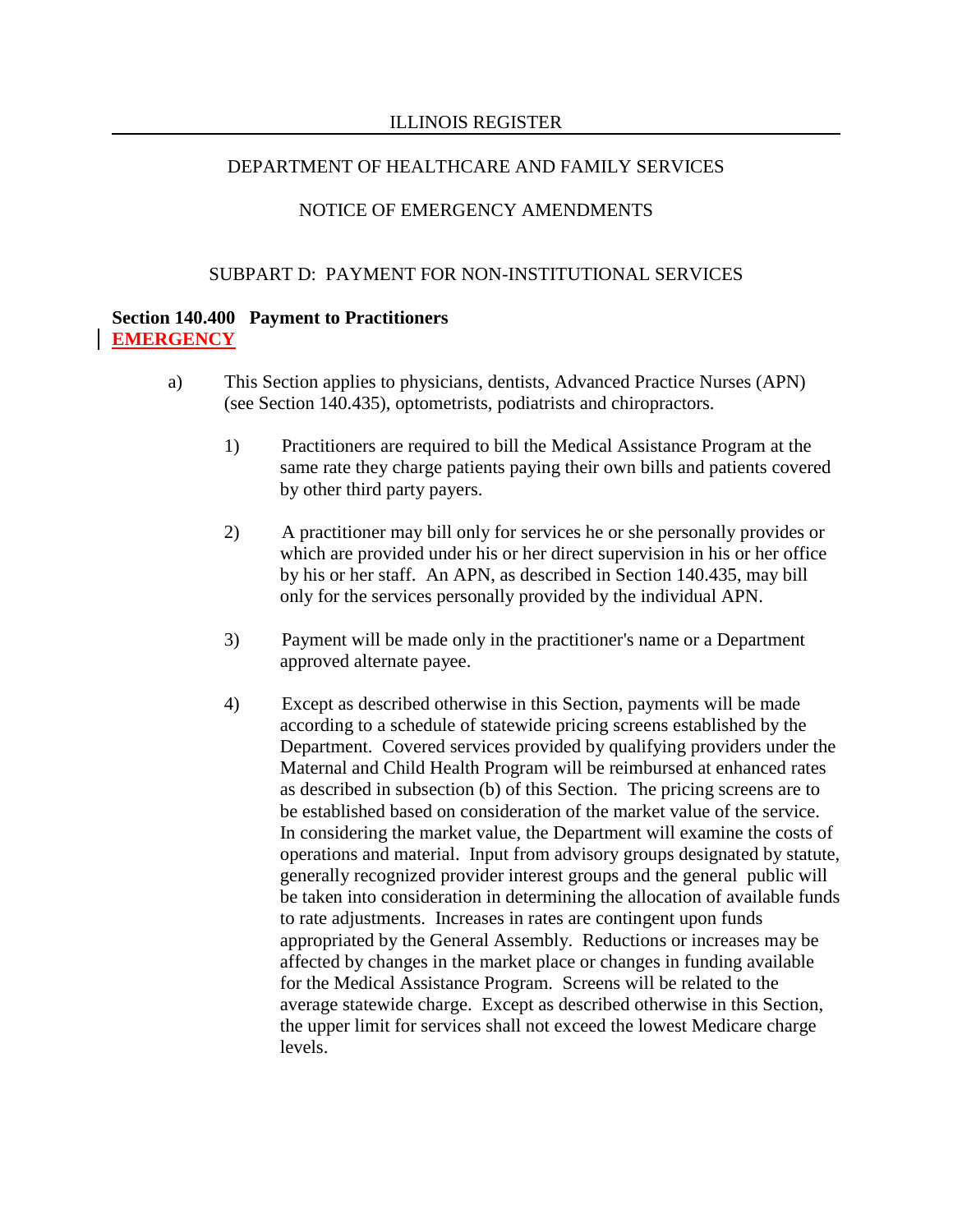DEPARTMENT OF HEALTHCARE AND FAMILY SERVICES

NOTICE OF EMERGENCY AMENDMENTS

SUBPART D: PAYMENT FOR NON-INSTITUTIONAL SERVICES

**Section 140.400 Payment to Practitioners**
**EMERGENCY**

a) This Section applies to physicians, dentists, Advanced Practice Nurses (APN) (see Section 140.435), optometrists, podiatrists and chiropractors.

1) Practitioners are required to bill the Medical Assistance Program at the same rate they charge patients paying their own bills and patients covered by other third party payers.

2) A practitioner may bill only for services he or she personally provides or which are provided under his or her direct supervision in his or her office by his or her staff. An APN, as described in Section 140.435, may bill only for the services personally provided by the individual APN.

3) Payment will be made only in the practitioner's name or a Department approved alternate payee.

4) Except as described otherwise in this Section, payments will be made according to a schedule of statewide pricing screens established by the Department. Covered services provided by qualifying providers under the Maternal and Child Health Program will be reimbursed at enhanced rates as described in subsection (b) of this Section. The pricing screens are to be established based on consideration of the market value of the service. In considering the market value, the Department will examine the costs of operations and material. Input from advisory groups designated by statute, generally recognized provider interest groups and the general public will be taken into consideration in determining the allocation of available funds to rate adjustments. Increases in rates are contingent upon funds appropriated by the General Assembly. Reductions or increases may be affected by changes in the market place or changes in funding available for the Medical Assistance Program. Screens will be related to the average statewide charge. Except as described otherwise in this Section, the upper limit for services shall not exceed the lowest Medicare charge levels.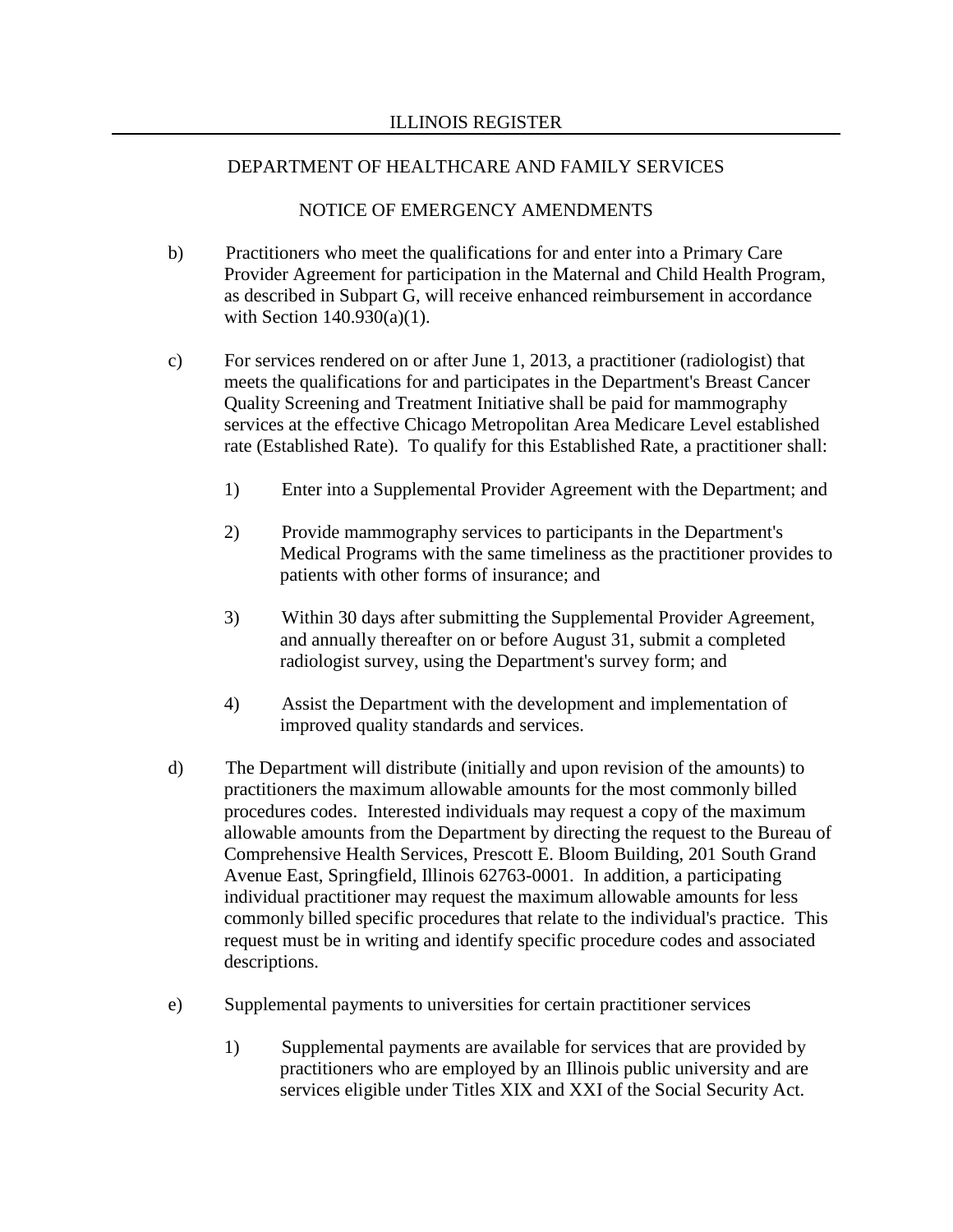b) Practitioners who meet the qualifications for and enter into a Primary Care Provider Agreement for participation in the Maternal and Child Health Program, as described in Subpart G, will receive enhanced reimbursement in accordance with Section 140.930(a)(1).

c) For services rendered on or after June 1, 2013, a practitioner (radiologist) that meets the qualifications for and participates in the Department's Breast Cancer Quality Screening and Treatment Initiative shall be paid for mammography services at the effective Chicago Metropolitan Area Medicare Level established rate (Established Rate). To qualify for this Established Rate, a practitioner shall:

   1) Enter into a Supplemental Provider Agreement with the Department; and

   2) Provide mammography services to participants in the Department's Medical Programs with the same timeliness as the practitioner provides to patients with other forms of insurance; and

   3) Within 30 days after submitting the Supplemental Provider Agreement, and annually thereafter on or before August 31, submit a completed radiologist survey, using the Department's survey form; and

   4) Assist the Department with the development and implementation of improved quality standards and services.

d) The Department will distribute (initially and upon revision of the amounts) to practitioners the maximum allowable amounts for the most commonly billed procedures codes. Interested individuals may request a copy of the maximum allowable amounts from the Department by directing the request to the Bureau of Comprehensive Health Services, Prescott E. Bloom Building, 201 South Grand Avenue East, Springfield, Illinois 62763-0001. In addition, a participating individual practitioner may request the maximum allowable amounts for less commonly billed specific procedures that relate to the individual's practice. This request must be in writing and identify specific procedure codes and associated descriptions.

e) Supplemental payments to universities for certain practitioner services

   1) Supplemental payments are available for services that are provided by practitioners who are employed by an Illinois public university and are services eligible under Titles XIX and XXI of the Social Security Act.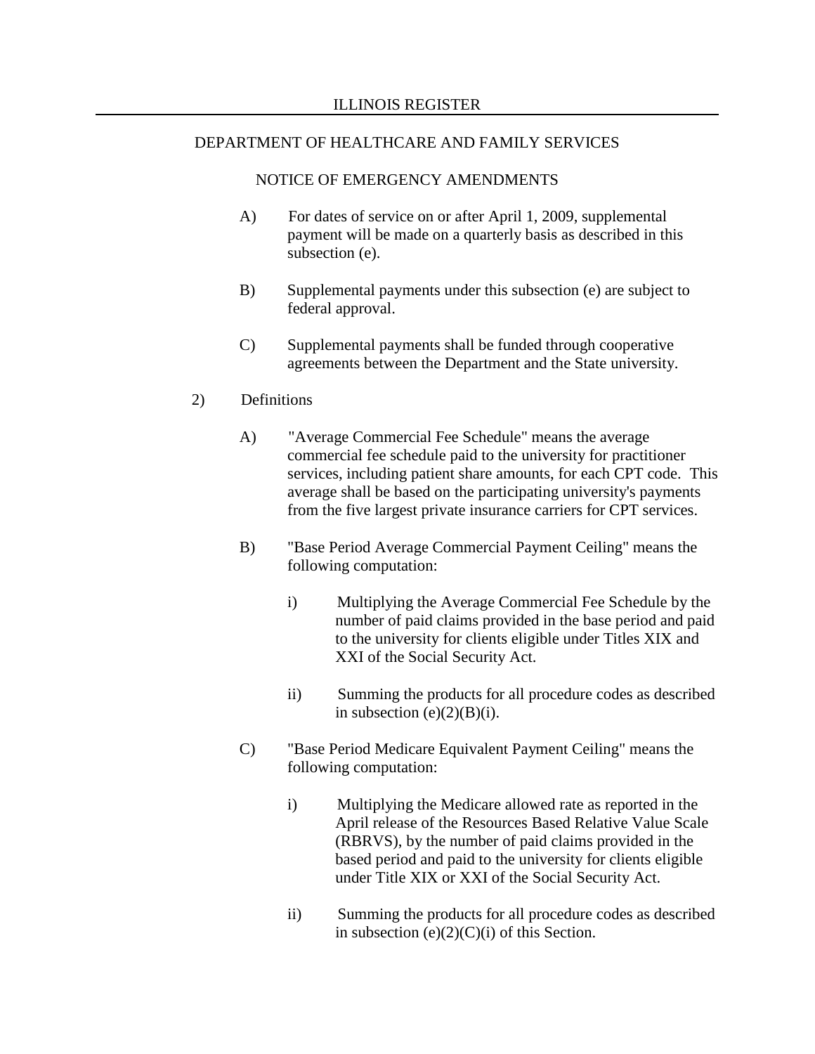A) For dates of service on or after April 1, 2009, supplemental payment will be made on a quarterly basis as described in this subsection (e).

B) Supplemental payments under this subsection (e) are subject to federal approval.

C) Supplemental payments shall be funded through cooperative agreements between the Department and the State university.

2) Definitions

A) "Average Commercial Fee Schedule" means the average commercial fee schedule paid to the university for practitioner services, including patient share amounts, for each CPT code. This average shall be based on the participating university's payments from the five largest private insurance carriers for CPT services.

B) "Base Period Average Commercial Payment Ceiling" means the following computation:

i) Multiplying the Average Commercial Fee Schedule by the number of paid claims provided in the base period and paid to the university for clients eligible under Titles XIX and XXI of the Social Security Act.

ii) Summing the products for all procedure codes as described in subsection (e)(2)(B)(i).

C) "Base Period Medicare Equivalent Payment Ceiling" means the following computation:

i) Multiplying the Medicare allowed rate as reported in the April release of the Resources Based Relative Value Scale (RBRVS), by the number of paid claims provided in the based period and paid to the university for clients eligible under Title XIX or XXI of the Social Security Act.

ii) Summing the products for all procedure codes as described in subsection (e)(2)(C)(i) of this Section.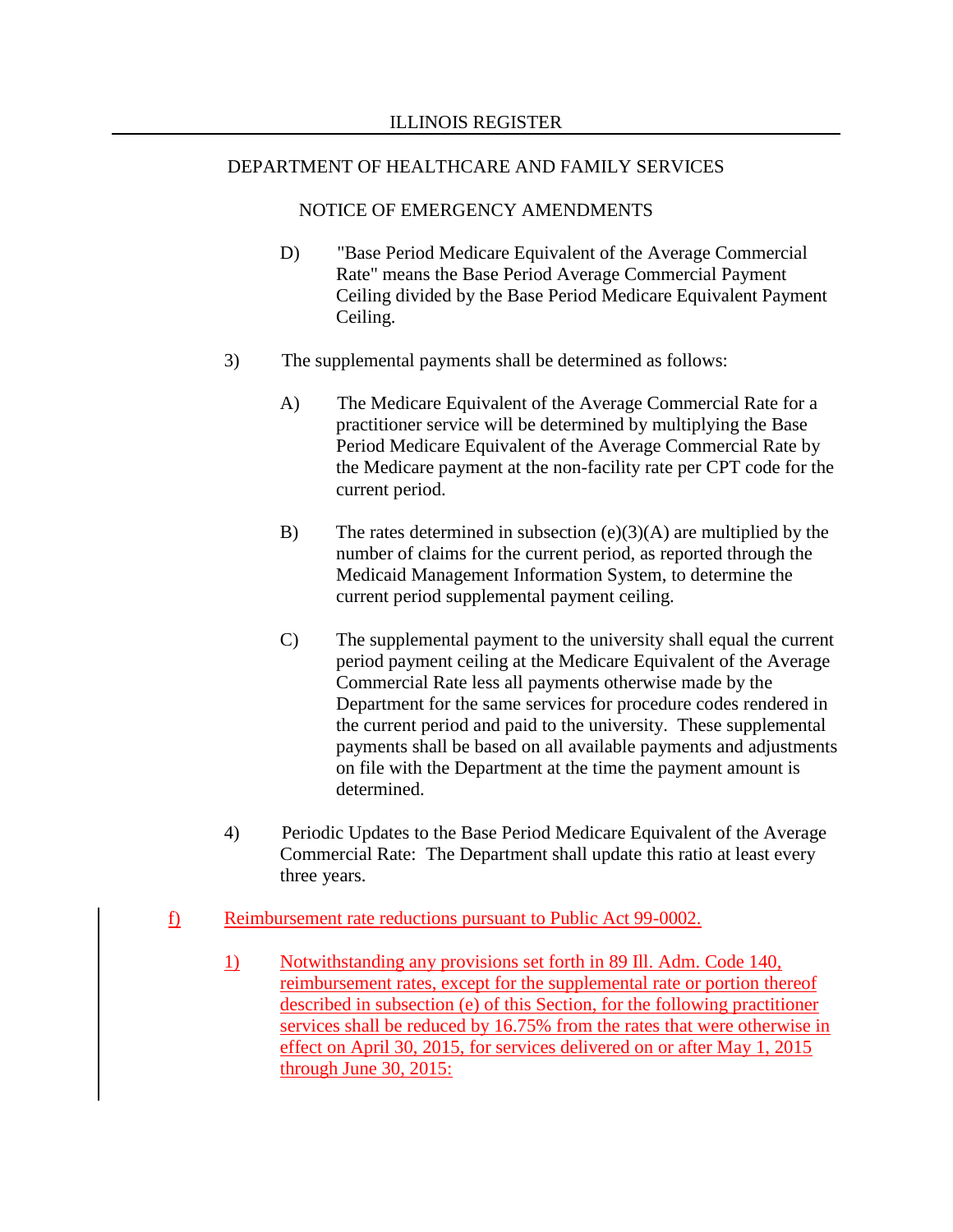D) "Base Period Medicare Equivalent of the Average Commercial Rate" means the Base Period Average Commercial Payment Ceiling divided by the Base Period Medicare Equivalent Payment Ceiling.

3) The supplemental payments shall be determined as follows:

A) The Medicare Equivalent of the Average Commercial Rate for a practitioner service will be determined by multiplying the Base Period Medicare Equivalent of the Average Commercial Rate by the Medicare payment at the non-facility rate per CPT code for the current period.

B) The rates determined in subsection (e)(3)(A) are multiplied by the number of claims for the current period, as reported through the Medicaid Management Information System, to determine the current period supplemental payment ceiling.

C) The supplemental payment to the university shall equal the current period payment ceiling at the Medicare Equivalent of the Average Commercial Rate less all payments otherwise made by the Department for the same services for procedure codes rendered in the current period and paid to the university. These supplemental payments shall be based on all available payments and adjustments on file with the Department at the time the payment amount is determined.

4) Periodic Updates to the Base Period Medicare Equivalent of the Average Commercial Rate: The Department shall update this ratio at least every three years.

f) Reimbursement rate reductions pursuant to Public Act 99-0002.

1) Notwithstanding any provisions set forth in 89 Ill. Adm. Code 140, reimbursement rates, except for the supplemental rate or portion thereof described in subsection (e) of this Section, for the following practitioner services shall be reduced by 16.75% from the rates that were otherwise in effect on April 30, 2015, for services delivered on or after May 1, 2015 through June 30, 2015: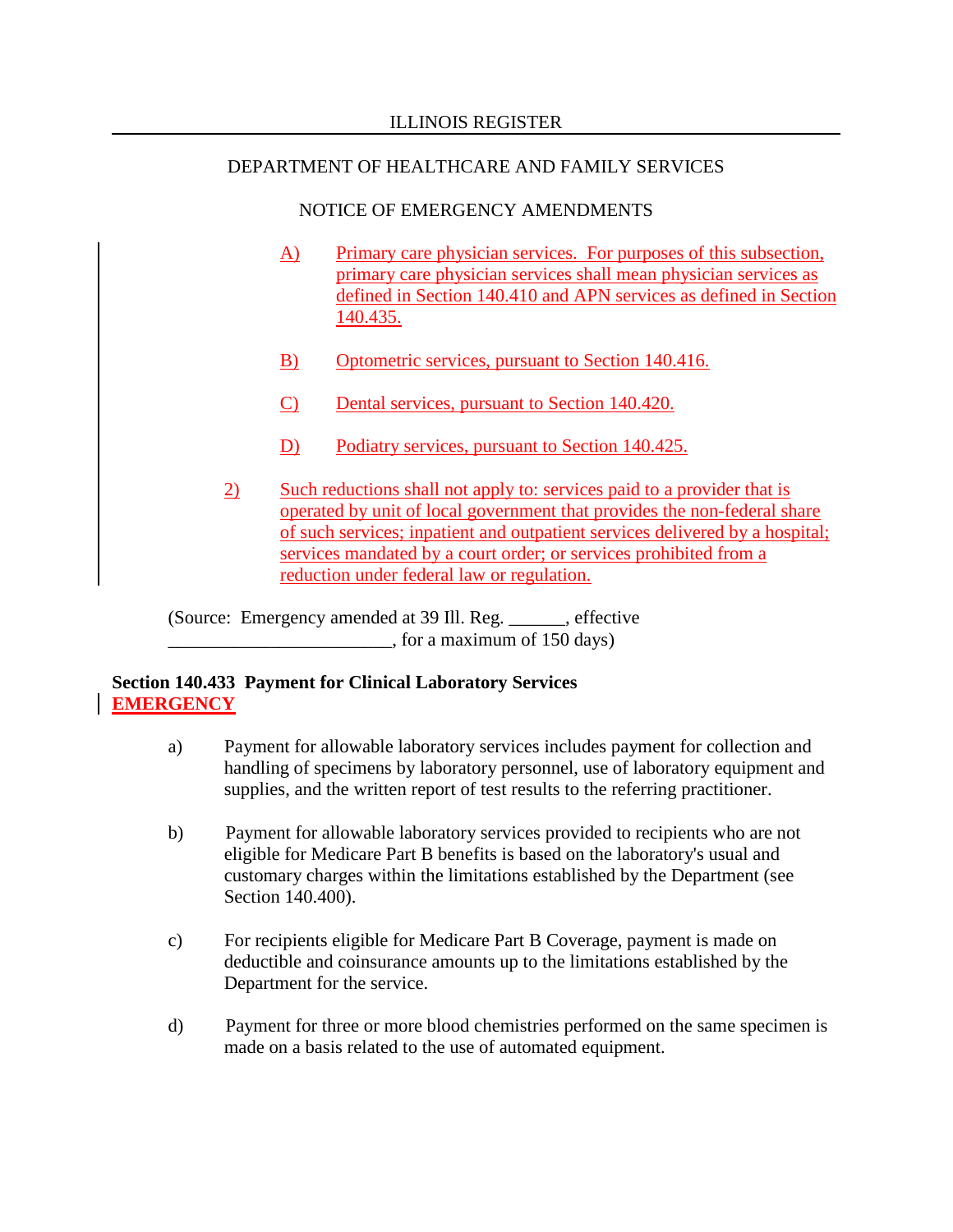A) Primary care physician services. For purposes of this subsection, primary care physician services shall mean physician services as defined in Section 140.410 and APN services as defined in Section 140.435.

B) Optometric services, pursuant to Section 140.416.

C) Dental services, pursuant to Section 140.420.

D) Podiatry services, pursuant to Section 140.425.

2) Such reductions shall not apply to: services paid to a provider that is operated by unit of local government that provides the non-federal share of such services; inpatient and outpatient services delivered by a hospital; services mandated by a court order; or services prohibited from a reduction under federal law or regulation.

(Source: Emergency amended at 39 Ill. Reg. ______, effective ________________________, for a maximum of 150 days)

**Section 140.433 Payment for Clinical Laboratory Services**
**EMERGENCY**

a) Payment for allowable laboratory services includes payment for collection and handling of specimens by laboratory personnel, use of laboratory equipment and supplies, and the written report of test results to the referring practitioner.

b) Payment for allowable laboratory services provided to recipients who are not eligible for Medicare Part B benefits is based on the laboratory's usual and customary charges within the limitations established by the Department (see Section 140.400).

c) For recipients eligible for Medicare Part B Coverage, payment is made on deductible and coinsurance amounts up to the limitations established by the Department for the service.

d) Payment for three or more blood chemistries performed on the same specimen is made on a basis related to the use of automated equipment.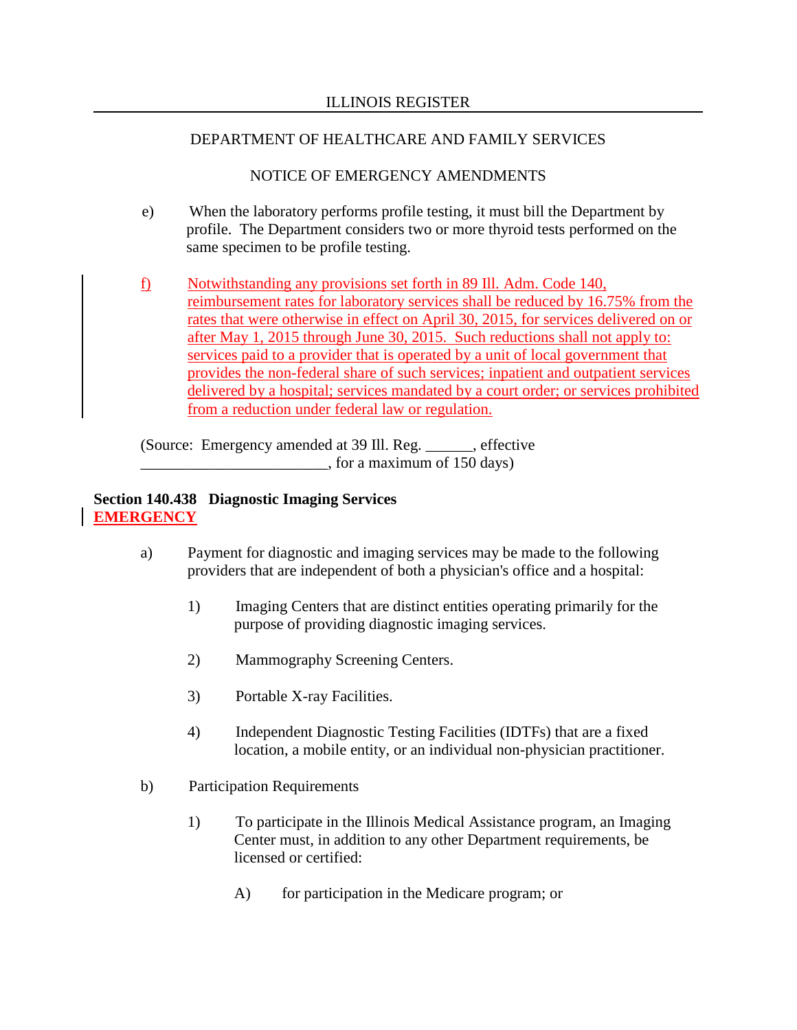e) When the laboratory performs profile testing, it must bill the Department by profile. The Department considers two or more thyroid tests performed on the same specimen to be profile testing.

f) Notwithstanding any provisions set forth in 89 Ill. Adm. Code 140, reimbursement rates for laboratory services shall be reduced by 16.75% from the rates that were otherwise in effect on April 30, 2015, for services delivered on or after May 1, 2015 through June 30, 2015. Such reductions shall not apply to: services paid to a provider that is operated by a unit of local government that provides the non-federal share of such services; inpatient and outpatient services delivered by a hospital; services mandated by a court order; or services prohibited from a reduction under federal law or regulation.

(Source: Emergency amended at 39 Ill. Reg. ______, effective ________________________, for a maximum of 150 days)

**Section 140.438 Diagnostic Imaging Services**
**EMERGENCY**

a) Payment for diagnostic and imaging services may be made to the following providers that are independent of both a physician's office and a hospital:

1) Imaging Centers that are distinct entities operating primarily for the purpose of providing diagnostic imaging services.

2) Mammography Screening Centers.

3) Portable X-ray Facilities.

4) Independent Diagnostic Testing Facilities (IDTFs) that are a fixed location, a mobile entity, or an individual non-physician practitioner.

b) Participation Requirements

1) To participate in the Illinois Medical Assistance program, an Imaging Center must, in addition to any other Department requirements, be licensed or certified:

A) for participation in the Medicare program; or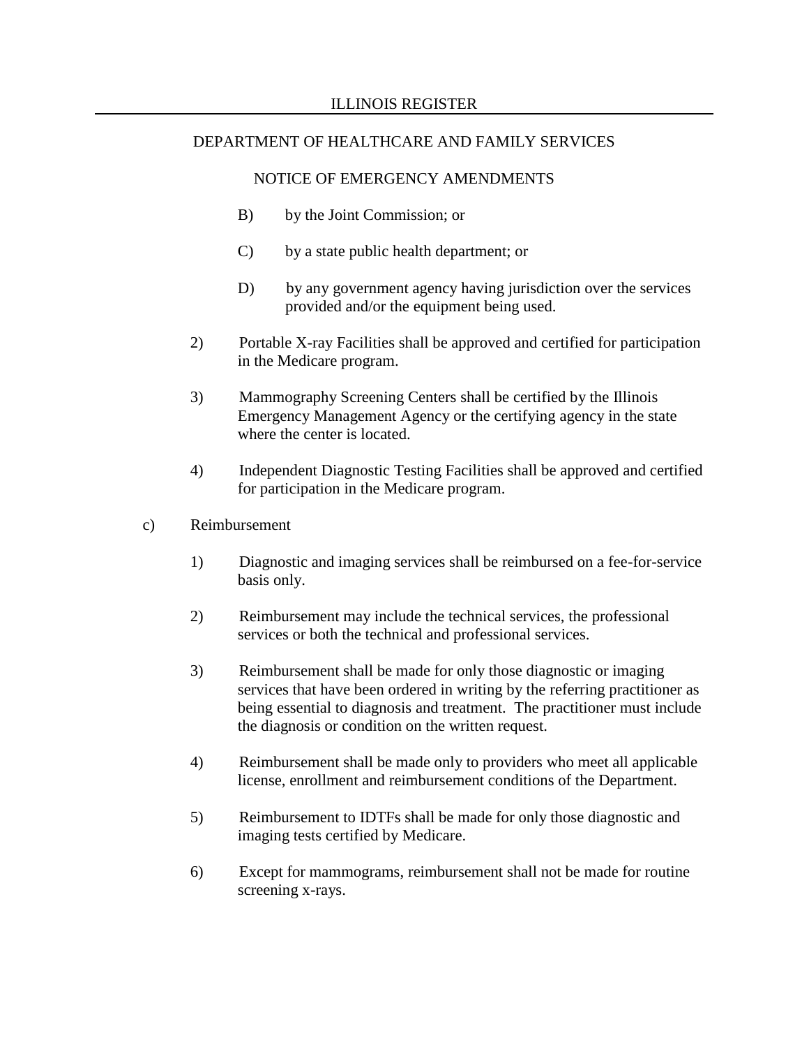B) by the Joint Commission; or

C) by a state public health department; or

D) by any government agency having jurisdiction over the services provided and/or the equipment being used.

2) Portable X-ray Facilities shall be approved and certified for participation in the Medicare program.

3) Mammography Screening Centers shall be certified by the Illinois Emergency Management Agency or the certifying agency in the state where the center is located.

4) Independent Diagnostic Testing Facilities shall be approved and certified for participation in the Medicare program.

c) Reimbursement

1) Diagnostic and imaging services shall be reimbursed on a fee-for-service basis only.

2) Reimbursement may include the technical services, the professional services or both the technical and professional services.

3) Reimbursement shall be made for only those diagnostic or imaging services that have been ordered in writing by the referring practitioner as being essential to diagnosis and treatment. The practitioner must include the diagnosis or condition on the written request.

4) Reimbursement shall be made only to providers who meet all applicable license, enrollment and reimbursement conditions of the Department.

5) Reimbursement to IDTFs shall be made for only those diagnostic and imaging tests certified by Medicare.

6) Except for mammograms, reimbursement shall not be made for routine screening x-rays.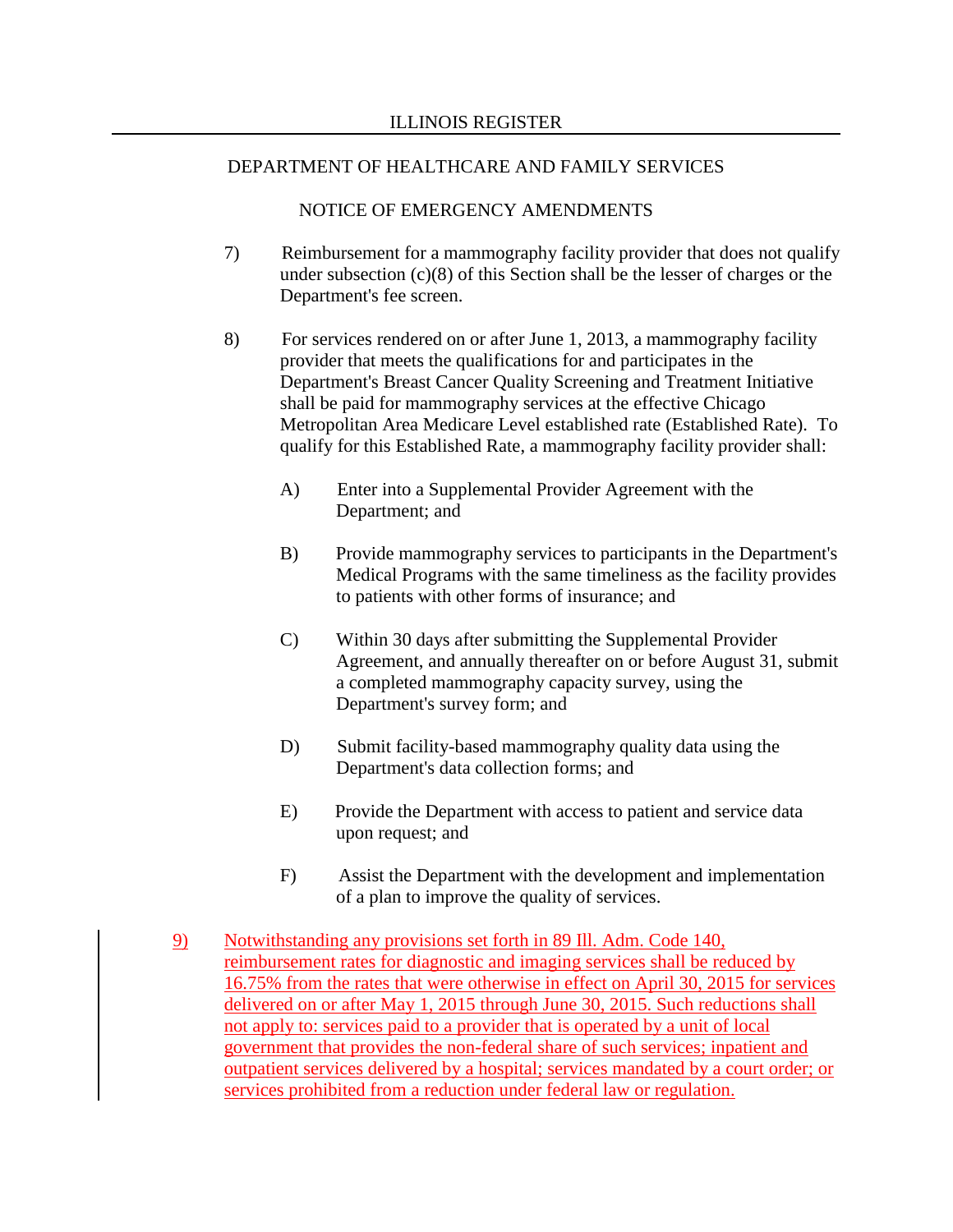7) Reimbursement for a mammography facility provider that does not qualify under subsection (c)(8) of this Section shall be the lesser of charges or the Department's fee screen.

8) For services rendered on or after June 1, 2013, a mammography facility provider that meets the qualifications for and participates in the Department's Breast Cancer Quality Screening and Treatment Initiative shall be paid for mammography services at the effective Chicago Metropolitan Area Medicare Level established rate (Established Rate). To qualify for this Established Rate, a mammography facility provider shall:

   A) Enter into a Supplemental Provider Agreement with the Department; and

   B) Provide mammography services to participants in the Department's Medical Programs with the same timeliness as the facility provides to patients with other forms of insurance; and

   C) Within 30 days after submitting the Supplemental Provider Agreement, and annually thereafter on or before August 31, submit a completed mammography capacity survey, using the Department's survey form; and

   D) Submit facility-based mammography quality data using the Department's data collection forms; and

   E) Provide the Department with access to patient and service data upon request; and

   F) Assist the Department with the development and implementation of a plan to improve the quality of services.

9) Notwithstanding any provisions set forth in 89 Ill. Adm. Code 140, reimbursement rates for diagnostic and imaging services shall be reduced by 16.75% from the rates that were otherwise in effect on April 30, 2015 for services delivered on or after May 1, 2015 through June 30, 2015. Such reductions shall not apply to: services paid to a provider that is operated by a unit of local government that provides the non-federal share of such services; inpatient and outpatient services delivered by a hospital; services mandated by a court order; or services prohibited from a reduction under federal law or regulation.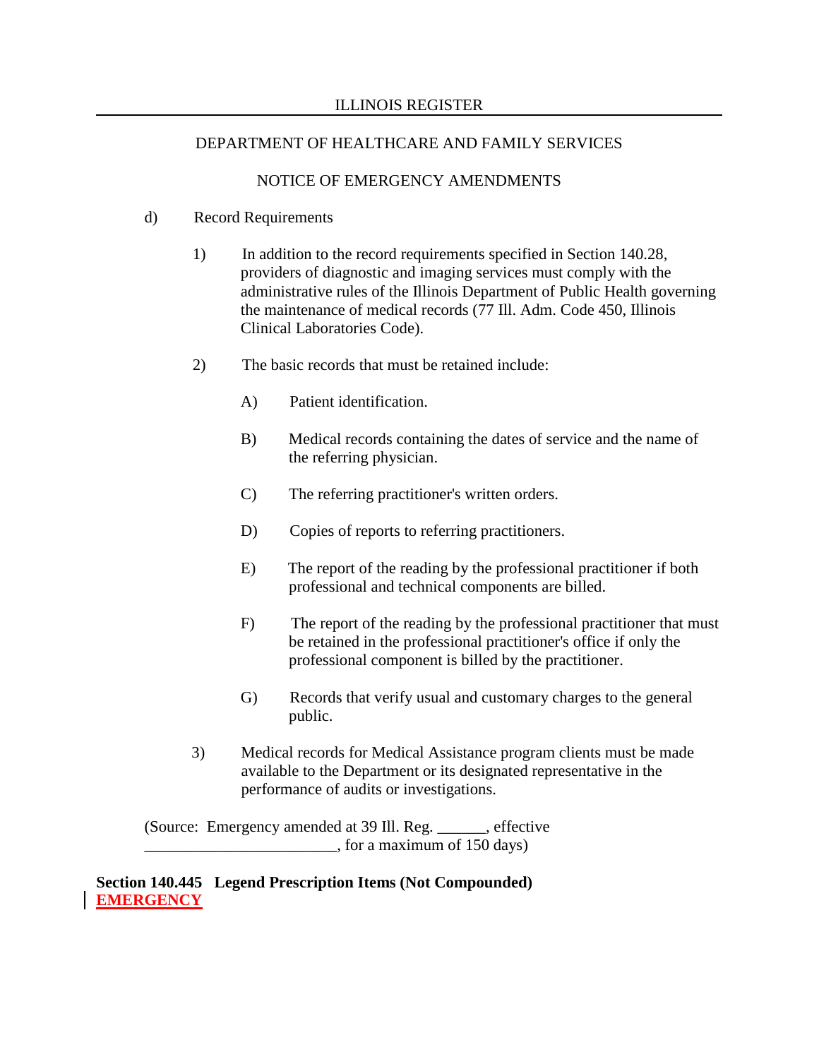d) Record Requirements

1) In addition to the record requirements specified in Section 140.28, providers of diagnostic and imaging services must comply with the administrative rules of the Illinois Department of Public Health governing the maintenance of medical records (77 Ill. Adm. Code 450, Illinois Clinical Laboratories Code).

2) The basic records that must be retained include:

A) Patient identification.

B) Medical records containing the dates of service and the name of the referring physician.

C) The referring practitioner's written orders.

D) Copies of reports to referring practitioners.

E) The report of the reading by the professional practitioner if both professional and technical components are billed.

F) The report of the reading by the professional practitioner that must be retained in the professional practitioner's office if only the professional component is billed by the practitioner.

G) Records that verify usual and customary charges to the general public.

3) Medical records for Medical Assistance program clients must be made available to the Department or its designated representative in the performance of audits or investigations.

(Source: Emergency amended at 39 Ill. Reg. ______, effective ________________________, for a maximum of 150 days)

**Section 140.445 Legend Prescription Items (Not Compounded) EMERGENCY**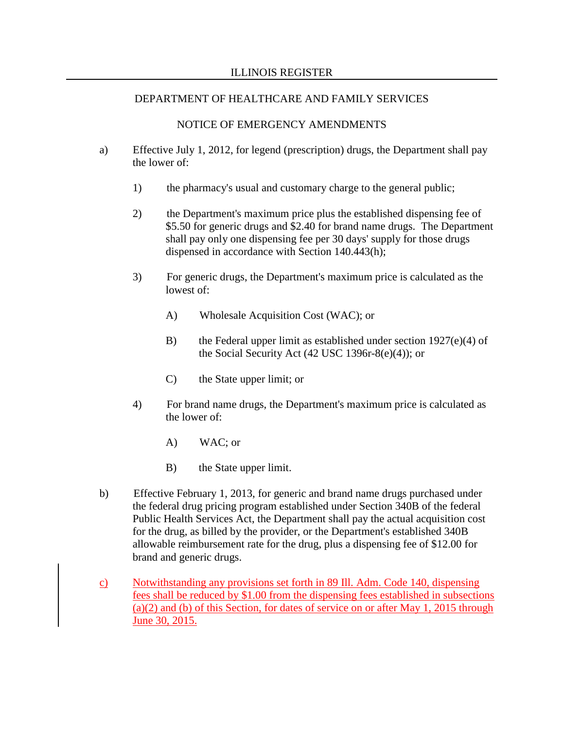DEPARTMENT OF HEALTHCARE AND FAMILY SERVICES

NOTICE OF EMERGENCY AMENDMENTS

a) Effective July 1, 2012, for legend (prescription) drugs, the Department shall pay the lower of:

   1) the pharmacy's usual and customary charge to the general public;

   2) the Department's maximum price plus the established dispensing fee of $5.50 for generic drugs and $2.40 for brand name drugs. The Department shall pay only one dispensing fee per 30 days' supply for those drugs dispensed in accordance with Section 140.443(h);

   3) For generic drugs, the Department's maximum price is calculated as the lowest of:

      A) Wholesale Acquisition Cost (WAC); or

      B) the Federal upper limit as established under section 1927(e)(4) of the Social Security Act (42 USC 1396r-8(e)(4)); or

      C) the State upper limit; or

   4) For brand name drugs, the Department's maximum price is calculated as the lower of:

      A) WAC; or

      B) the State upper limit.

b) Effective February 1, 2013, for generic and brand name drugs purchased under the federal drug pricing program established under Section 340B of the federal Public Health Services Act, the Department shall pay the actual acquisition cost for the drug, as billed by the provider, or the Department's established 340B allowable reimbursement rate for the drug, plus a dispensing fee of $12.00 for brand and generic drugs.

c) Notwithstanding any provisions set forth in 89 Ill. Adm. Code 140, dispensing fees shall be reduced by $1.00 from the dispensing fees established in subsections (a)(2) and (b) of this Section, for dates of service on or after May 1, 2015 through June 30, 2015.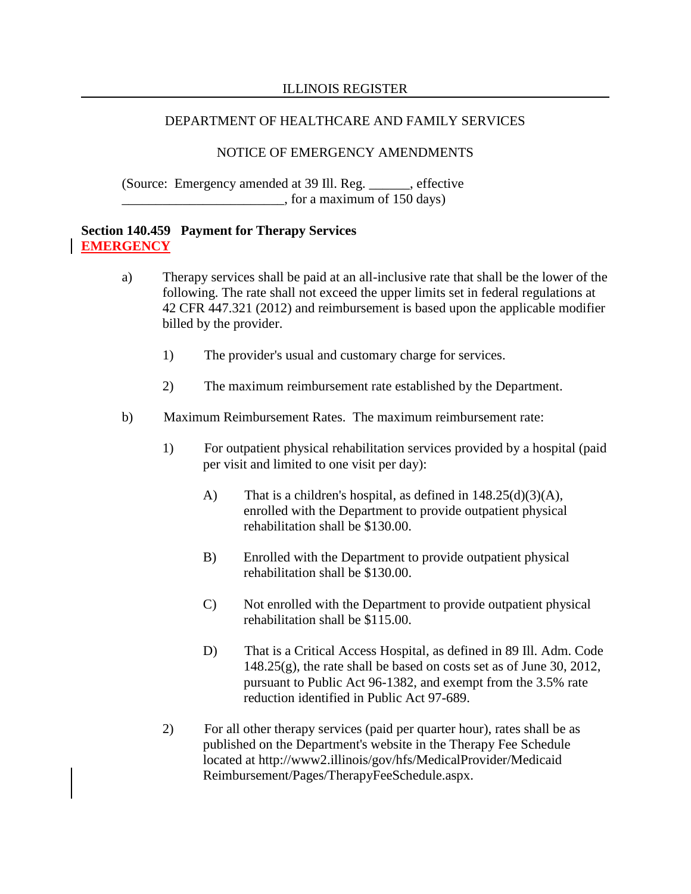DEPARTMENT OF HEALTHCARE AND FAMILY SERVICES

NOTICE OF EMERGENCY AMENDMENTS

(Source: Emergency amended at 39 Ill. Reg. ______, effective ________________________, for a maximum of 150 days)

**Section 140.459 Payment for Therapy Services**
**EMERGENCY**

a) Therapy services shall be paid at an all-inclusive rate that shall be the lower of the following. The rate shall not exceed the upper limits set in federal regulations at 42 CFR 447.321 (2012) and reimbursement is based upon the applicable modifier billed by the provider.

   1) The provider's usual and customary charge for services.

   2) The maximum reimbursement rate established by the Department.

b) Maximum Reimbursement Rates. The maximum reimbursement rate:

   1) For outpatient physical rehabilitation services provided by a hospital (paid per visit and limited to one visit per day):

      A) That is a children's hospital, as defined in 148.25(d)(3)(A), enrolled with the Department to provide outpatient physical rehabilitation shall be $130.00.

      B) Enrolled with the Department to provide outpatient physical rehabilitation shall be $130.00.

      C) Not enrolled with the Department to provide outpatient physical rehabilitation shall be $115.00.

      D) That is a Critical Access Hospital, as defined in 89 Ill. Adm. Code 148.25(g), the rate shall be based on costs set as of June 30, 2012, pursuant to Public Act 96-1382, and exempt from the 3.5% rate reduction identified in Public Act 97-689.

   2) For all other therapy services (paid per quarter hour), rates shall be as published on the Department's website in the Therapy Fee Schedule located at http://www2.illinois/gov/hfs/MedicalProvider/Medicaid Reimbursement/Pages/TherapyFeeSchedule.aspx.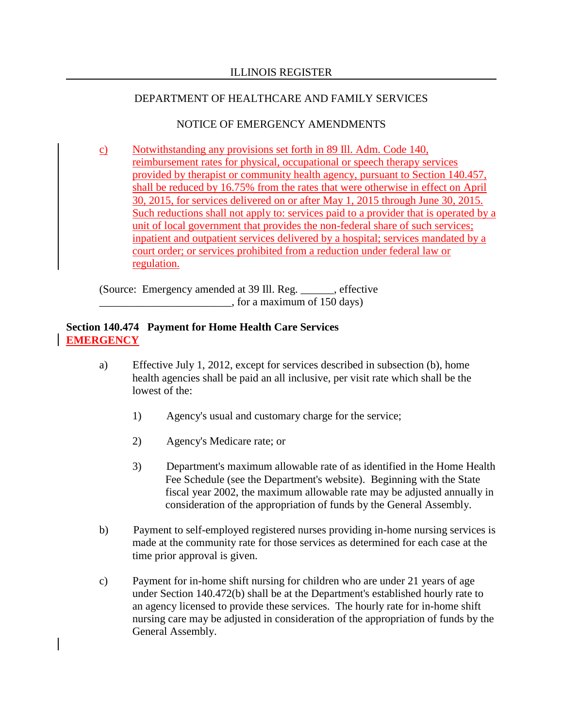c) Notwithstanding any provisions set forth in 89 Ill. Adm. Code 140, reimbursement rates for physical, occupational or speech therapy services provided by therapist or community health agency, pursuant to Section 140.457, shall be reduced by 16.75% from the rates that were otherwise in effect on April 30, 2015, for services delivered on or after May 1, 2015 through June 30, 2015. Such reductions shall not apply to: services paid to a provider that is operated by a unit of local government that provides the non-federal share of such services; inpatient and outpatient services delivered by a hospital; services mandated by a court order; or services prohibited from a reduction under federal law or regulation.

(Source: Emergency amended at 39 Ill. Reg. ______, effective ________________________, for a maximum of 150 days)

**Section 140.474 Payment for Home Health Care Services**
**EMERGENCY**

a) Effective July 1, 2012, except for services described in subsection (b), home health agencies shall be paid an all inclusive, per visit rate which shall be the lowest of the:

1) Agency's usual and customary charge for the service;

2) Agency's Medicare rate; or

3) Department's maximum allowable rate of as identified in the Home Health Fee Schedule (see the Department's website). Beginning with the State fiscal year 2002, the maximum allowable rate may be adjusted annually in consideration of the appropriation of funds by the General Assembly.

b) Payment to self-employed registered nurses providing in-home nursing services is made at the community rate for those services as determined for each case at the time prior approval is given.

c) Payment for in-home shift nursing for children who are under 21 years of age under Section 140.472(b) shall be at the Department's established hourly rate to an agency licensed to provide these services. The hourly rate for in-home shift nursing care may be adjusted in consideration of the appropriation of funds by the General Assembly.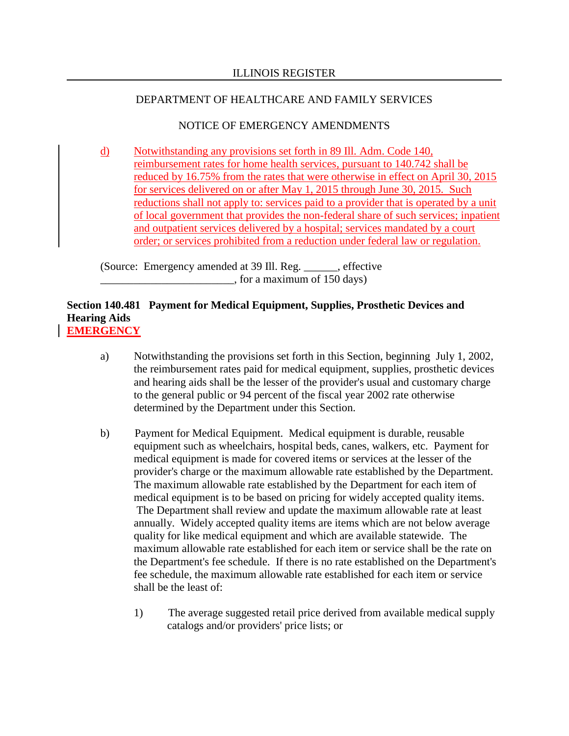d) Notwithstanding any provisions set forth in 89 Ill. Adm. Code 140, reimbursement rates for home health services, pursuant to 140.742 shall be reduced by 16.75% from the rates that were otherwise in effect on April 30, 2015 for services delivered on or after May 1, 2015 through June 30, 2015. Such reductions shall not apply to: services paid to a provider that is operated by a unit of local government that provides the non-federal share of such services; inpatient and outpatient services delivered by a hospital; services mandated by a court order; or services prohibited from a reduction under federal law or regulation.

(Source: Emergency amended at 39 Ill. Reg. ______, effective ________________________, for a maximum of 150 days)

**Section 140.481 Payment for Medical Equipment, Supplies, Prosthetic Devices and Hearing Aids**
**EMERGENCY**

a) Notwithstanding the provisions set forth in this Section, beginning July 1, 2002, the reimbursement rates paid for medical equipment, supplies, prosthetic devices and hearing aids shall be the lesser of the provider's usual and customary charge to the general public or 94 percent of the fiscal year 2002 rate otherwise determined by the Department under this Section.

b) Payment for Medical Equipment. Medical equipment is durable, reusable equipment such as wheelchairs, hospital beds, canes, walkers, etc. Payment for medical equipment is made for covered items or services at the lesser of the provider's charge or the maximum allowable rate established by the Department. The maximum allowable rate established by the Department for each item of medical equipment is to be based on pricing for widely accepted quality items. The Department shall review and update the maximum allowable rate at least annually. Widely accepted quality items are items which are not below average quality for like medical equipment and which are available statewide. The maximum allowable rate established for each item or service shall be the rate on the Department's fee schedule. If there is no rate established on the Department's fee schedule, the maximum allowable rate established for each item or service shall be the least of:

1) The average suggested retail price derived from available medical supply catalogs and/or providers' price lists; or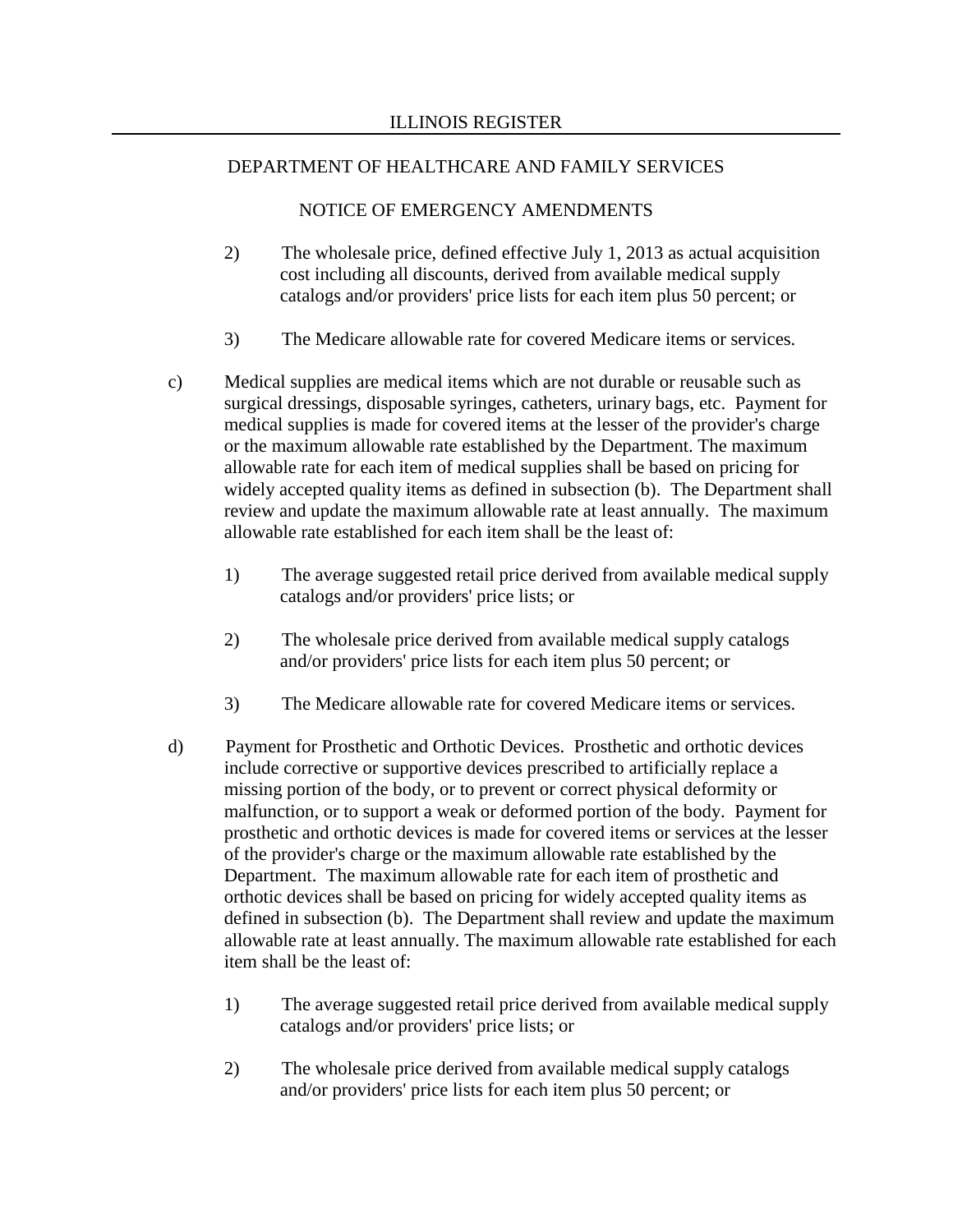2) The wholesale price, defined effective July 1, 2013 as actual acquisition cost including all discounts, derived from available medical supply catalogs and/or providers' price lists for each item plus 50 percent; or

3) The Medicare allowable rate for covered Medicare items or services.

c) Medical supplies are medical items which are not durable or reusable such as surgical dressings, disposable syringes, catheters, urinary bags, etc. Payment for medical supplies is made for covered items at the lesser of the provider's charge or the maximum allowable rate established by the Department. The maximum allowable rate for each item of medical supplies shall be based on pricing for widely accepted quality items as defined in subsection (b). The Department shall review and update the maximum allowable rate at least annually. The maximum allowable rate established for each item shall be the least of:

1) The average suggested retail price derived from available medical supply catalogs and/or providers' price lists; or

2) The wholesale price derived from available medical supply catalogs and/or providers' price lists for each item plus 50 percent; or

3) The Medicare allowable rate for covered Medicare items or services.

d) Payment for Prosthetic and Orthotic Devices. Prosthetic and orthotic devices include corrective or supportive devices prescribed to artificially replace a missing portion of the body, or to prevent or correct physical deformity or malfunction, or to support a weak or deformed portion of the body. Payment for prosthetic and orthotic devices is made for covered items or services at the lesser of the provider's charge or the maximum allowable rate established by the Department. The maximum allowable rate for each item of prosthetic and orthotic devices shall be based on pricing for widely accepted quality items as defined in subsection (b). The Department shall review and update the maximum allowable rate at least annually. The maximum allowable rate established for each item shall be the least of:

1) The average suggested retail price derived from available medical supply catalogs and/or providers' price lists; or

2) The wholesale price derived from available medical supply catalogs and/or providers' price lists for each item plus 50 percent; or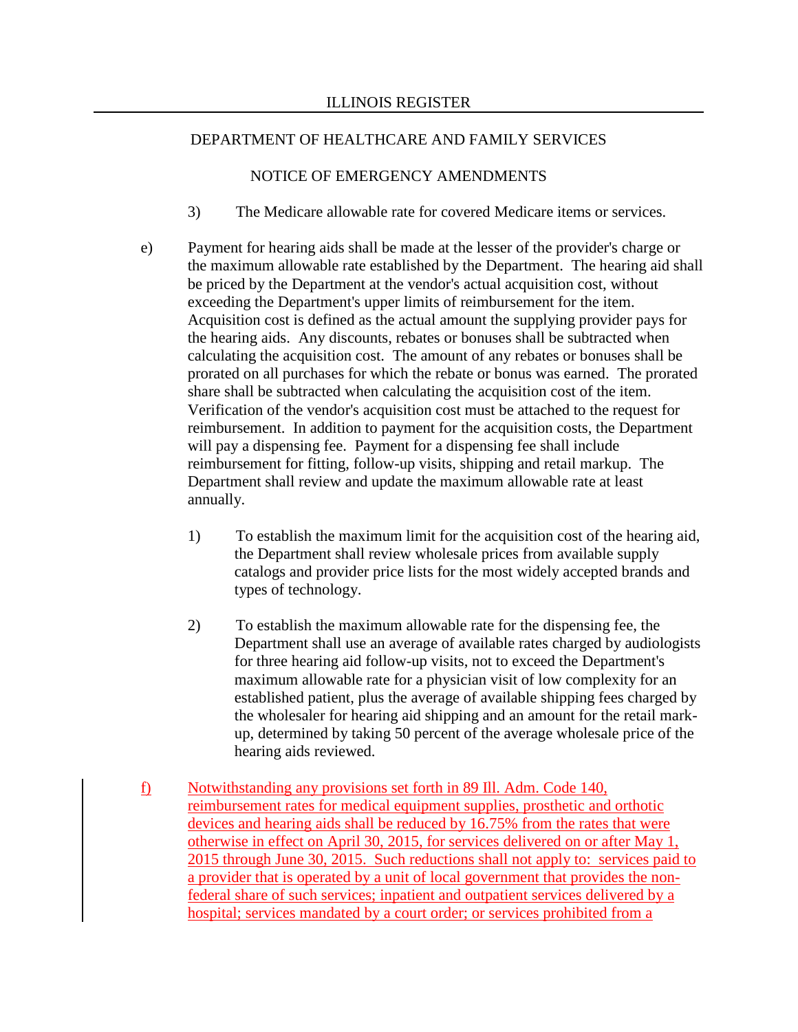3) The Medicare allowable rate for covered Medicare items or services.

e) Payment for hearing aids shall be made at the lesser of the provider's charge or the maximum allowable rate established by the Department. The hearing aid shall be priced by the Department at the vendor's actual acquisition cost, without exceeding the Department's upper limits of reimbursement for the item. Acquisition cost is defined as the actual amount the supplying provider pays for the hearing aids. Any discounts, rebates or bonuses shall be subtracted when calculating the acquisition cost. The amount of any rebates or bonuses shall be prorated on all purchases for which the rebate or bonus was earned. The prorated share shall be subtracted when calculating the acquisition cost of the item. Verification of the vendor's acquisition cost must be attached to the request for reimbursement. In addition to payment for the acquisition costs, the Department will pay a dispensing fee. Payment for a dispensing fee shall include reimbursement for fitting, follow-up visits, shipping and retail markup. The Department shall review and update the maximum allowable rate at least annually.

1) To establish the maximum limit for the acquisition cost of the hearing aid, the Department shall review wholesale prices from available supply catalogs and provider price lists for the most widely accepted brands and types of technology.

2) To establish the maximum allowable rate for the dispensing fee, the Department shall use an average of available rates charged by audiologists for three hearing aid follow-up visits, not to exceed the Department's maximum allowable rate for a physician visit of low complexity for an established patient, plus the average of available shipping fees charged by the wholesaler for hearing aid shipping and an amount for the retail mark-up, determined by taking 50 percent of the average wholesale price of the hearing aids reviewed.

f) Notwithstanding any provisions set forth in 89 Ill. Adm. Code 140, reimbursement rates for medical equipment supplies, prosthetic and orthotic devices and hearing aids shall be reduced by 16.75% from the rates that were otherwise in effect on April 30, 2015, for services delivered on or after May 1, 2015 through June 30, 2015. Such reductions shall not apply to: services paid to a provider that is operated by a unit of local government that provides the non-federal share of such services; inpatient and outpatient services delivered by a hospital; services mandated by a court order; or services prohibited from a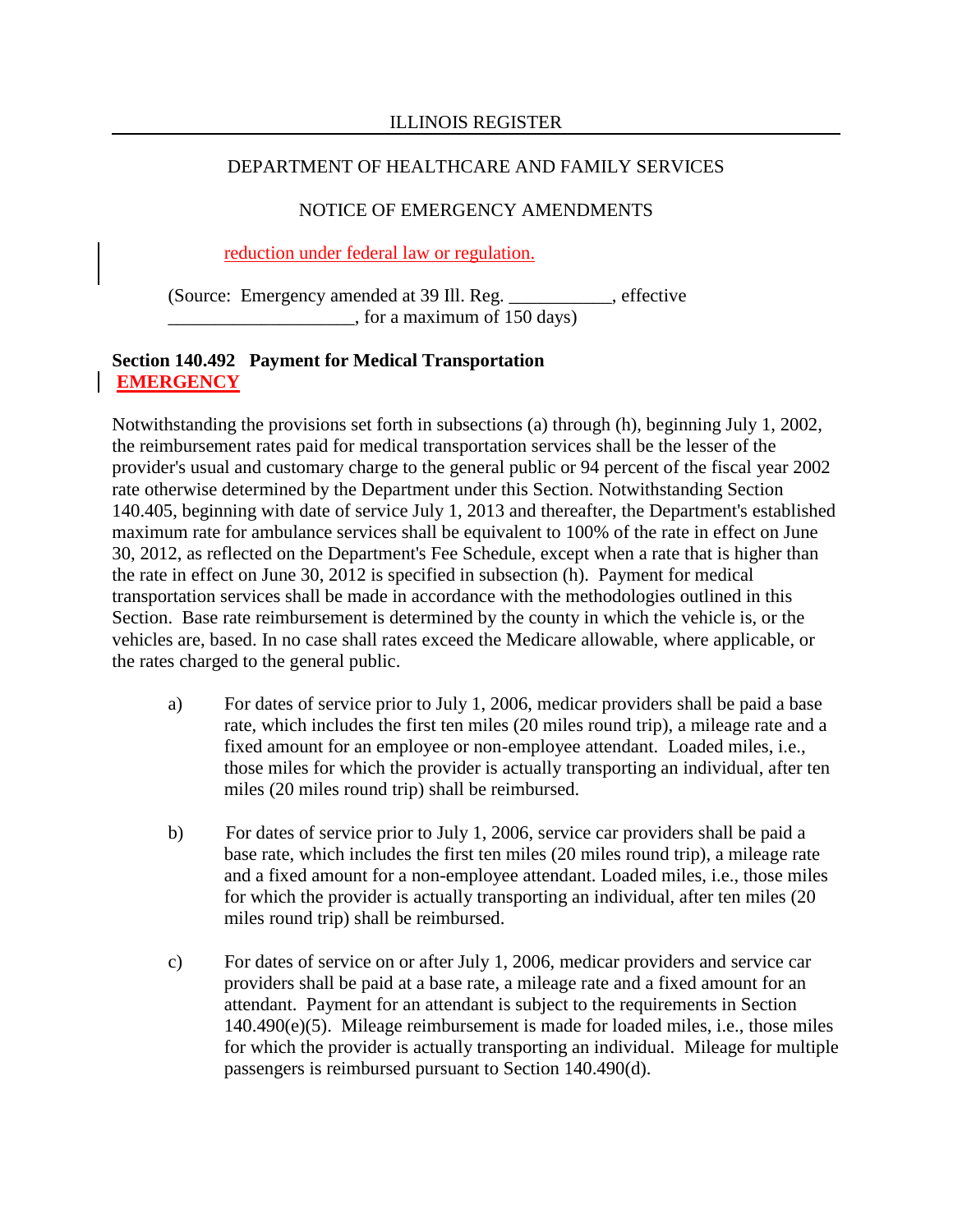reduction under federal law or regulation.

(Source: Emergency amended at 39 Ill. Reg. ___________, effective ____________________, for a maximum of 150 days)

**Section 140.492 Payment for Medical Transportation**
**EMERGENCY**

Notwithstanding the provisions set forth in subsections (a) through (h), beginning July 1, 2002, the reimbursement rates paid for medical transportation services shall be the lesser of the provider's usual and customary charge to the general public or 94 percent of the fiscal year 2002 rate otherwise determined by the Department under this Section. Notwithstanding Section 140.405, beginning with date of service July 1, 2013 and thereafter, the Department's established maximum rate for ambulance services shall be equivalent to 100% of the rate in effect on June 30, 2012, as reflected on the Department's Fee Schedule, except when a rate that is higher than the rate in effect on June 30, 2012 is specified in subsection (h). Payment for medical transportation services shall be made in accordance with the methodologies outlined in this Section. Base rate reimbursement is determined by the county in which the vehicle is, or the vehicles are, based. In no case shall rates exceed the Medicare allowable, where applicable, or the rates charged to the general public.

a) For dates of service prior to July 1, 2006, medicar providers shall be paid a base rate, which includes the first ten miles (20 miles round trip), a mileage rate and a fixed amount for an employee or non-employee attendant. Loaded miles, i.e., those miles for which the provider is actually transporting an individual, after ten miles (20 miles round trip) shall be reimbursed.

b) For dates of service prior to July 1, 2006, service car providers shall be paid a base rate, which includes the first ten miles (20 miles round trip), a mileage rate and a fixed amount for a non-employee attendant. Loaded miles, i.e., those miles for which the provider is actually transporting an individual, after ten miles (20 miles round trip) shall be reimbursed.

c) For dates of service on or after July 1, 2006, medicar providers and service car providers shall be paid at a base rate, a mileage rate and a fixed amount for an attendant. Payment for an attendant is subject to the requirements in Section 140.490(e)(5). Mileage reimbursement is made for loaded miles, i.e., those miles for which the provider is actually transporting an individual. Mileage for multiple passengers is reimbursed pursuant to Section 140.490(d).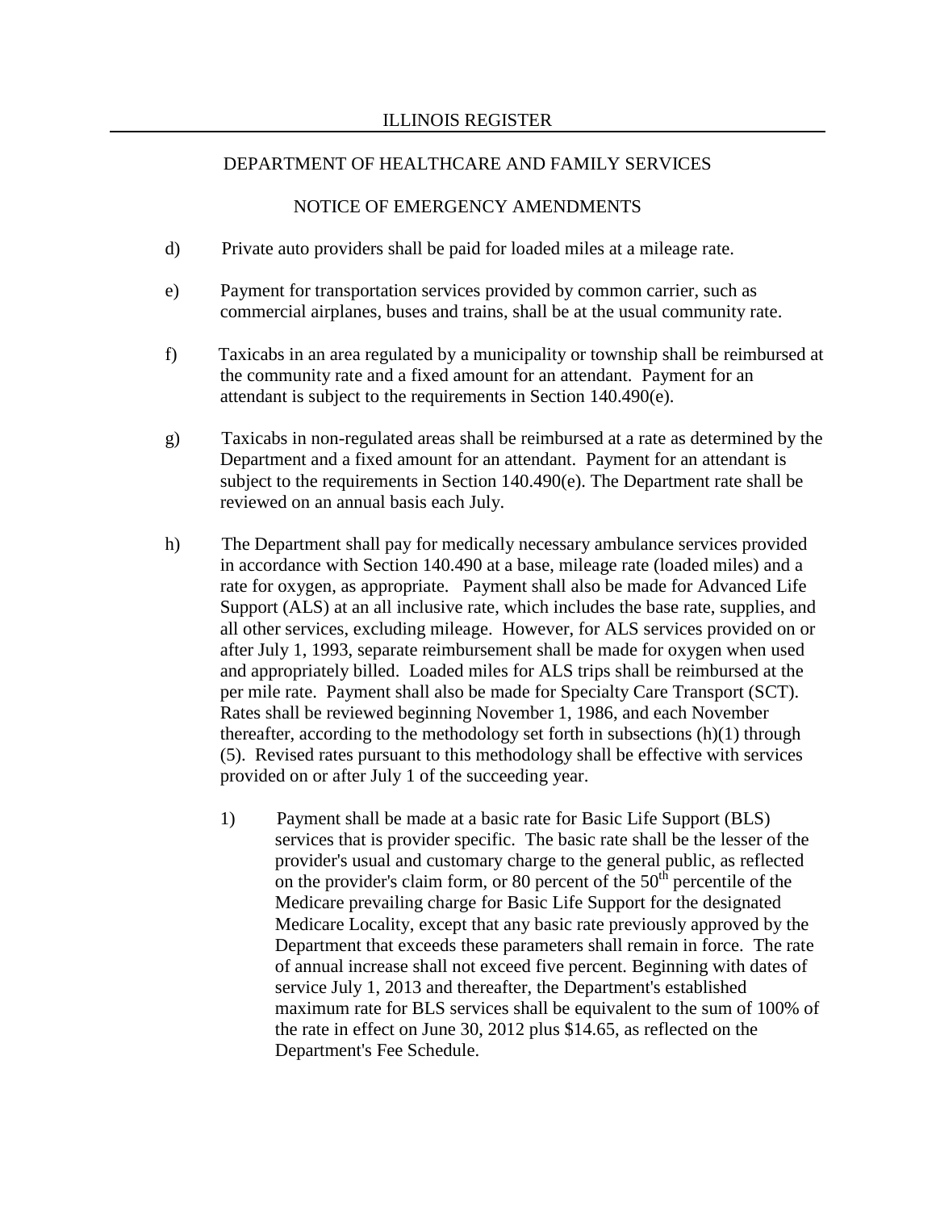ILLINOIS REGISTER

DEPARTMENT OF HEALTHCARE AND FAMILY SERVICES

NOTICE OF EMERGENCY AMENDMENTS

d) Private auto providers shall be paid for loaded miles at a mileage rate.

e) Payment for transportation services provided by common carrier, such as commercial airplanes, buses and trains, shall be at the usual community rate.

f) Taxicabs in an area regulated by a municipality or township shall be reimbursed at the community rate and a fixed amount for an attendant. Payment for an attendant is subject to the requirements in Section 140.490(e).

g) Taxicabs in non-regulated areas shall be reimbursed at a rate as determined by the Department and a fixed amount for an attendant. Payment for an attendant is subject to the requirements in Section 140.490(e). The Department rate shall be reviewed on an annual basis each July.

h) The Department shall pay for medically necessary ambulance services provided in accordance with Section 140.490 at a base, mileage rate (loaded miles) and a rate for oxygen, as appropriate. Payment shall also be made for Advanced Life Support (ALS) at an all inclusive rate, which includes the base rate, supplies, and all other services, excluding mileage. However, for ALS services provided on or after July 1, 1993, separate reimbursement shall be made for oxygen when used and appropriately billed. Loaded miles for ALS trips shall be reimbursed at the per mile rate. Payment shall also be made for Specialty Care Transport (SCT). Rates shall be reviewed beginning November 1, 1986, and each November thereafter, according to the methodology set forth in subsections (h)(1) through (5). Revised rates pursuant to this methodology shall be effective with services provided on or after July 1 of the succeeding year.

1) Payment shall be made at a basic rate for Basic Life Support (BLS) services that is provider specific. The basic rate shall be the lesser of the provider's usual and customary charge to the general public, as reflected on the provider's claim form, or 80 percent of the 50th percentile of the Medicare prevailing charge for Basic Life Support for the designated Medicare Locality, except that any basic rate previously approved by the Department that exceeds these parameters shall remain in force. The rate of annual increase shall not exceed five percent. Beginning with dates of service July 1, 2013 and thereafter, the Department's established maximum rate for BLS services shall be equivalent to the sum of 100% of the rate in effect on June 30, 2012 plus $14.65, as reflected on the Department's Fee Schedule.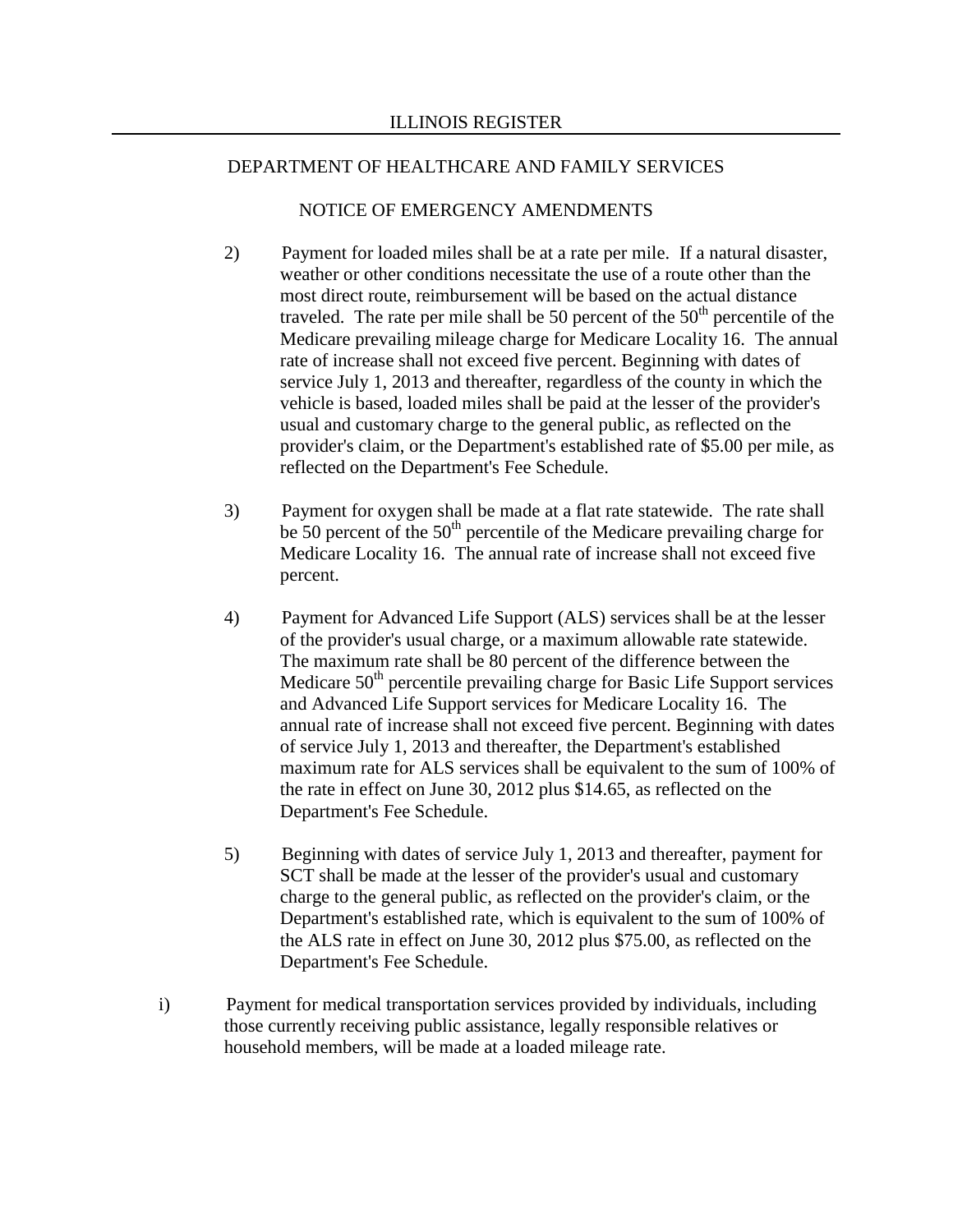2) Payment for loaded miles shall be at a rate per mile. If a natural disaster, weather or other conditions necessitate the use of a route other than the most direct route, reimbursement will be based on the actual distance traveled. The rate per mile shall be 50 percent of the 50th percentile of the Medicare prevailing mileage charge for Medicare Locality 16. The annual rate of increase shall not exceed five percent. Beginning with dates of service July 1, 2013 and thereafter, regardless of the county in which the vehicle is based, loaded miles shall be paid at the lesser of the provider's usual and customary charge to the general public, as reflected on the provider's claim, or the Department's established rate of $5.00 per mile, as reflected on the Department's Fee Schedule.

3) Payment for oxygen shall be made at a flat rate statewide. The rate shall be 50 percent of the 50th percentile of the Medicare prevailing charge for Medicare Locality 16. The annual rate of increase shall not exceed five percent.

4) Payment for Advanced Life Support (ALS) services shall be at the lesser of the provider's usual charge, or a maximum allowable rate statewide. The maximum rate shall be 80 percent of the difference between the Medicare 50th percentile prevailing charge for Basic Life Support services and Advanced Life Support services for Medicare Locality 16. The annual rate of increase shall not exceed five percent. Beginning with dates of service July 1, 2013 and thereafter, the Department's established maximum rate for ALS services shall be equivalent to the sum of 100% of the rate in effect on June 30, 2012 plus $14.65, as reflected on the Department's Fee Schedule.

5) Beginning with dates of service July 1, 2013 and thereafter, payment for SCT shall be made at the lesser of the provider's usual and customary charge to the general public, as reflected on the provider's claim, or the Department's established rate, which is equivalent to the sum of 100% of the ALS rate in effect on June 30, 2012 plus $75.00, as reflected on the Department's Fee Schedule.

i) Payment for medical transportation services provided by individuals, including those currently receiving public assistance, legally responsible relatives or household members, will be made at a loaded mileage rate.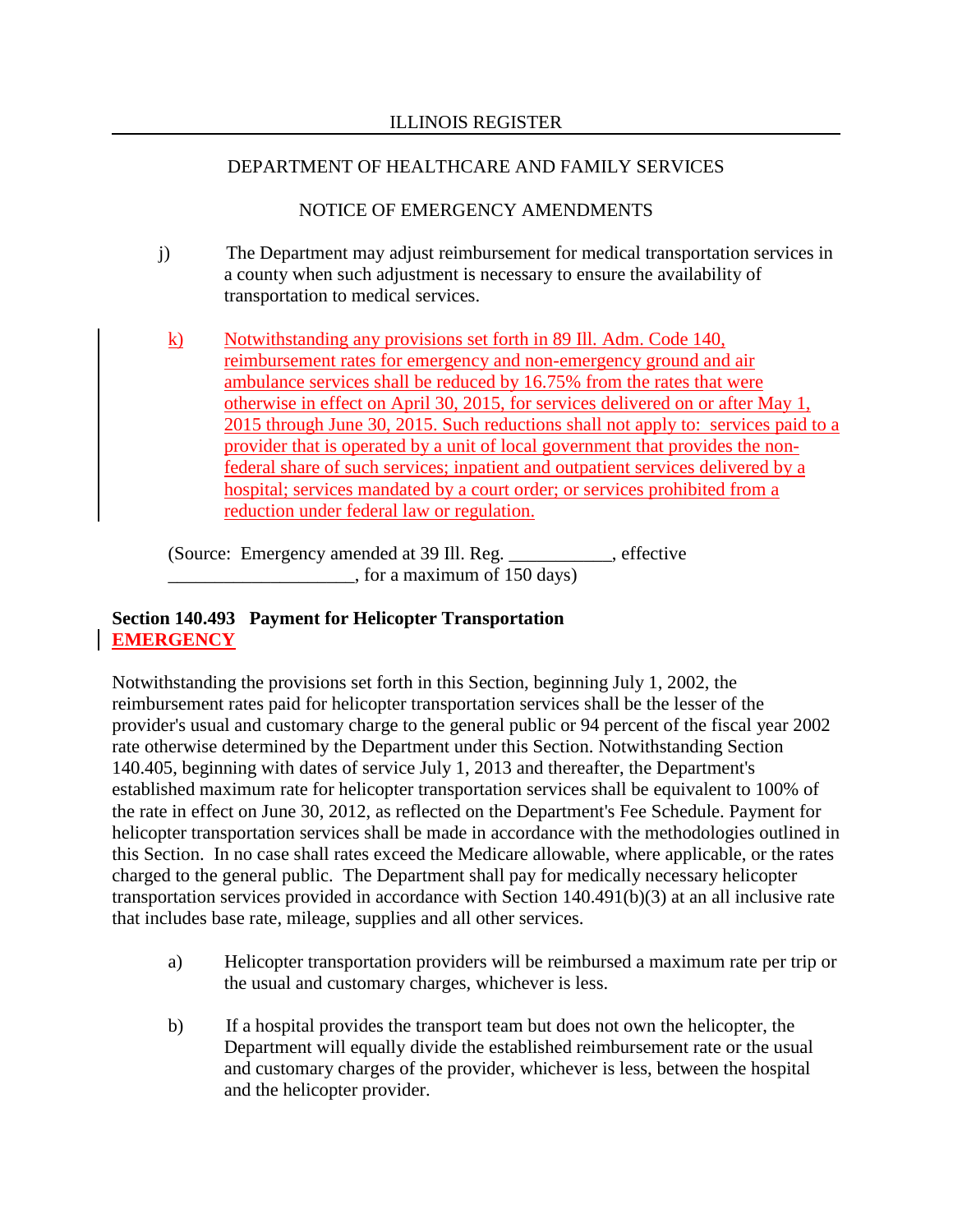j) The Department may adjust reimbursement for medical transportation services in a county when such adjustment is necessary to ensure the availability of transportation to medical services.

k) Notwithstanding any provisions set forth in 89 Ill. Adm. Code 140, reimbursement rates for emergency and non-emergency ground and air ambulance services shall be reduced by 16.75% from the rates that were otherwise in effect on April 30, 2015, for services delivered on or after May 1, 2015 through June 30, 2015. Such reductions shall not apply to: services paid to a provider that is operated by a unit of local government that provides the non-federal share of such services; inpatient and outpatient services delivered by a hospital; services mandated by a court order; or services prohibited from a reduction under federal law or regulation.

(Source: Emergency amended at 39 Ill. Reg. ___________, effective ____________________, for a maximum of 150 days)

**Section 140.493 Payment for Helicopter Transportation**
**EMERGENCY**

Notwithstanding the provisions set forth in this Section, beginning July 1, 2002, the reimbursement rates paid for helicopter transportation services shall be the lesser of the provider's usual and customary charge to the general public or 94 percent of the fiscal year 2002 rate otherwise determined by the Department under this Section. Notwithstanding Section 140.405, beginning with dates of service July 1, 2013 and thereafter, the Department's established maximum rate for helicopter transportation services shall be equivalent to 100% of the rate in effect on June 30, 2012, as reflected on the Department's Fee Schedule. Payment for helicopter transportation services shall be made in accordance with the methodologies outlined in this Section. In no case shall rates exceed the Medicare allowable, where applicable, or the rates charged to the general public. The Department shall pay for medically necessary helicopter transportation services provided in accordance with Section 140.491(b)(3) at an all inclusive rate that includes base rate, mileage, supplies and all other services.

a) Helicopter transportation providers will be reimbursed a maximum rate per trip or the usual and customary charges, whichever is less.

b) If a hospital provides the transport team but does not own the helicopter, the Department will equally divide the established reimbursement rate or the usual and customary charges of the provider, whichever is less, between the hospital and the helicopter provider.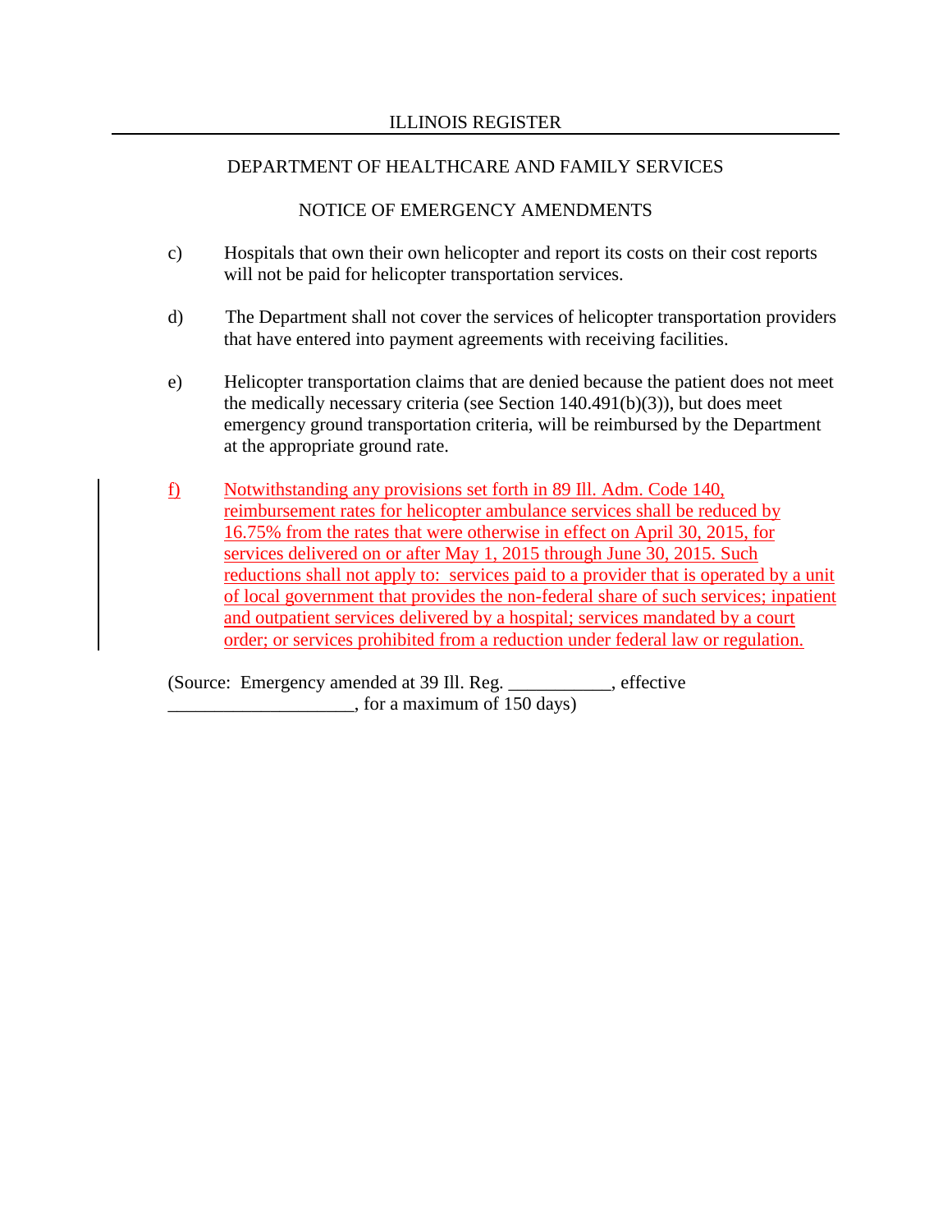ILLINOIS REGISTER

DEPARTMENT OF HEALTHCARE AND FAMILY SERVICES

NOTICE OF EMERGENCY AMENDMENTS

c) Hospitals that own their own helicopter and report its costs on their cost reports will not be paid for helicopter transportation services.

d) The Department shall not cover the services of helicopter transportation providers that have entered into payment agreements with receiving facilities.

e) Helicopter transportation claims that are denied because the patient does not meet the medically necessary criteria (see Section 140.491(b)(3)), but does meet emergency ground transportation criteria, will be reimbursed by the Department at the appropriate ground rate.

f) Notwithstanding any provisions set forth in 89 Ill. Adm. Code 140, reimbursement rates for helicopter ambulance services shall be reduced by 16.75% from the rates that were otherwise in effect on April 30, 2015, for services delivered on or after May 1, 2015 through June 30, 2015. Such reductions shall not apply to: services paid to a provider that is operated by a unit of local government that provides the non-federal share of such services; inpatient and outpatient services delivered by a hospital; services mandated by a court order; or services prohibited from a reduction under federal law or regulation.

(Source: Emergency amended at 39 Ill. Reg. ___________, effective ____________________, for a maximum of 150 days)